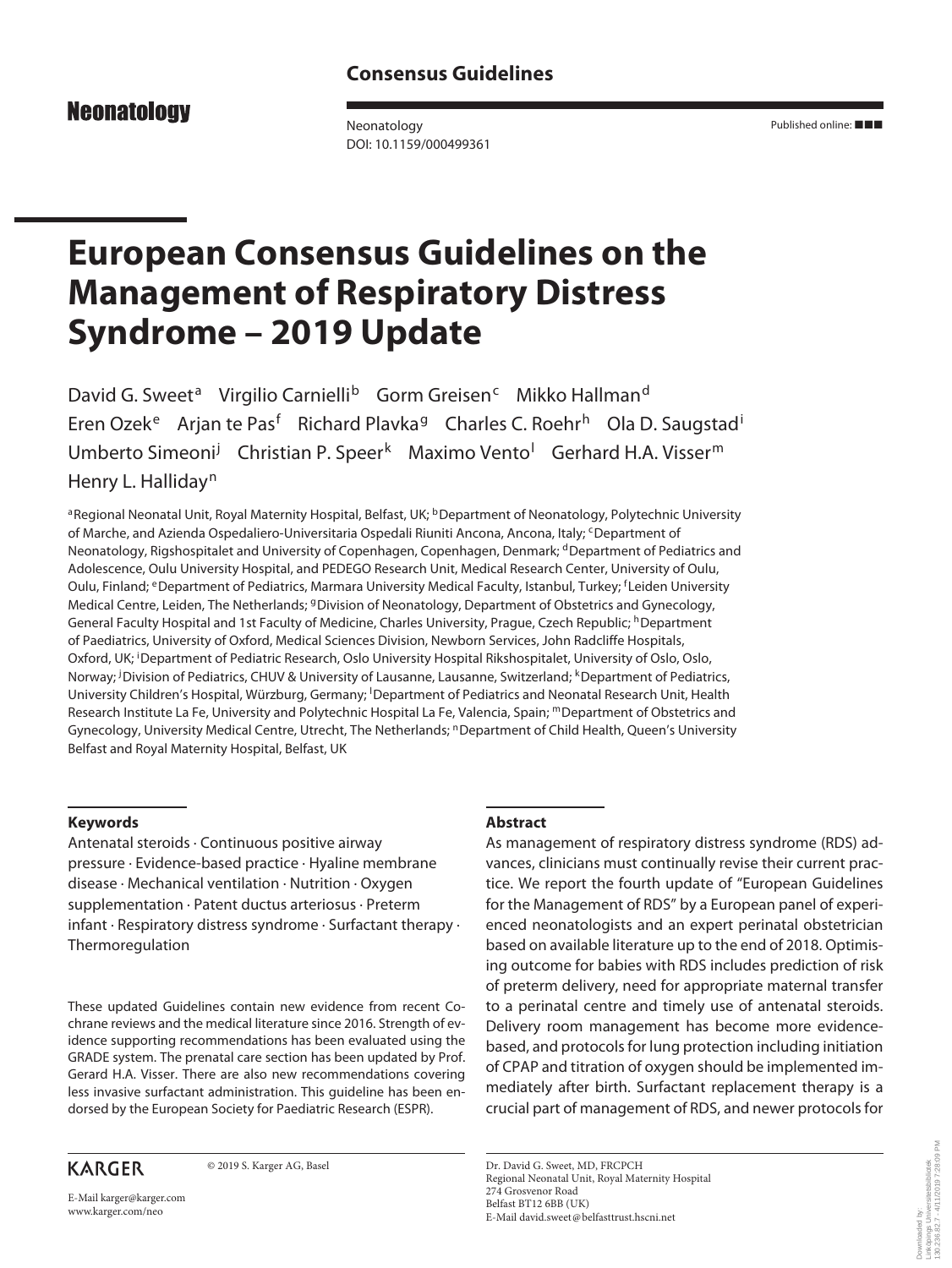**Consensus Guidelines**

Neonatology

Neonatology
DOI: 10.1159/000499361

Published online: ■■■

# European Consensus Guidelines on the Management of Respiratory Distress Syndrome – 2019 Update

David G. Sweet[a] Virgilio Carnielli[b] Gorm Greisen[c] Mikko Hallman[d] Eren Ozek[e] Arjan te Pas[f] Richard Plavka[g] Charles C. Roehr[h] Ola D. Saugstad[i] Umberto Simeoni[j] Christian P. Speer[k] Maximo Vento[l] Gerhard H.A. Visser[m] Henry L. Halliday[n]

[a]Regional Neonatal Unit, Royal Maternity Hospital, Belfast, UK; [b]Department of Neonatology, Polytechnic University of Marche, and Azienda Ospedaliero-Universitaria Ospedali Riuniti Ancona, Ancona, Italy; [c]Department of Neonatology, Rigshospitalet and University of Copenhagen, Copenhagen, Denmark; [d]Department of Pediatrics and Adolescence, Oulu University Hospital, and PEDEGO Research Unit, Medical Research Center, University of Oulu, Oulu, Finland; [e]Department of Pediatrics, Marmara University Medical Faculty, Istanbul, Turkey; [f]Leiden University Medical Centre, Leiden, The Netherlands; [g]Division of Neonatology, Department of Obstetrics and Gynecology, General Faculty Hospital and 1st Faculty of Medicine, Charles University, Prague, Czech Republic; [h]Department of Paediatrics, University of Oxford, Medical Sciences Division, Newborn Services, John Radcliffe Hospitals, Oxford, UK; [i]Department of Pediatric Research, Oslo University Hospital Rikshospitalet, University of Oslo, Oslo, Norway; [j]Division of Pediatrics, CHUV & University of Lausanne, Lausanne, Switzerland; [k]Department of Pediatrics, University Children's Hospital, Würzburg, Germany; [l]Department of Pediatrics and Neonatal Research Unit, Health Research Institute La Fe, University and Polytechnic Hospital La Fe, Valencia, Spain; [m]Department of Obstetrics and Gynecology, University Medical Centre, Utrecht, The Netherlands; [n]Department of Child Health, Queen's University Belfast and Royal Maternity Hospital, Belfast, UK

### Keywords

Antenatal steroids · Continuous positive airway pressure · Evidence-based practice · Hyaline membrane disease · Mechanical ventilation · Nutrition · Oxygen supplementation · Patent ductus arteriosus · Preterm infant · Respiratory distress syndrome · Surfactant therapy · Thermoregulation

These updated Guidelines contain new evidence from recent Cochrane reviews and the medical literature since 2016. Strength of evidence supporting recommendations has been evaluated using the GRADE system. The prenatal care section has been updated by Prof. Gerard H.A. Visser. There are also new recommendations covering less invasive surfactant administration. This guideline has been endorsed by the European Society for Paediatric Research (ESPR).

### Abstract

As management of respiratory distress syndrome (RDS) advances, clinicians must continually revise their current practice. We report the fourth update of "European Guidelines for the Management of RDS" by a European panel of experienced neonatologists and an expert perinatal obstetrician based on available literature up to the end of 2018. Optimising outcome for babies with RDS includes prediction of risk of preterm delivery, need for appropriate maternal transfer to a perinatal centre and timely use of antenatal steroids. Delivery room management has become more evidence-based, and protocols for lung protection including initiation of CPAP and titration of oxygen should be implemented immediately after birth. Surfactant replacement therapy is a crucial part of management of RDS, and newer protocols for

KARGER

© 2019 S. Karger AG, Basel

E-Mail karger@karger.com
www.karger.com/neo

Dr. David G. Sweet, MD, FRCPCH
Regional Neonatal Unit, Royal Maternity Hospital
274 Grosvenor Road
Belfast BT12 6BB (UK)
E-Mail david.sweet@belfasttrust.hscni.net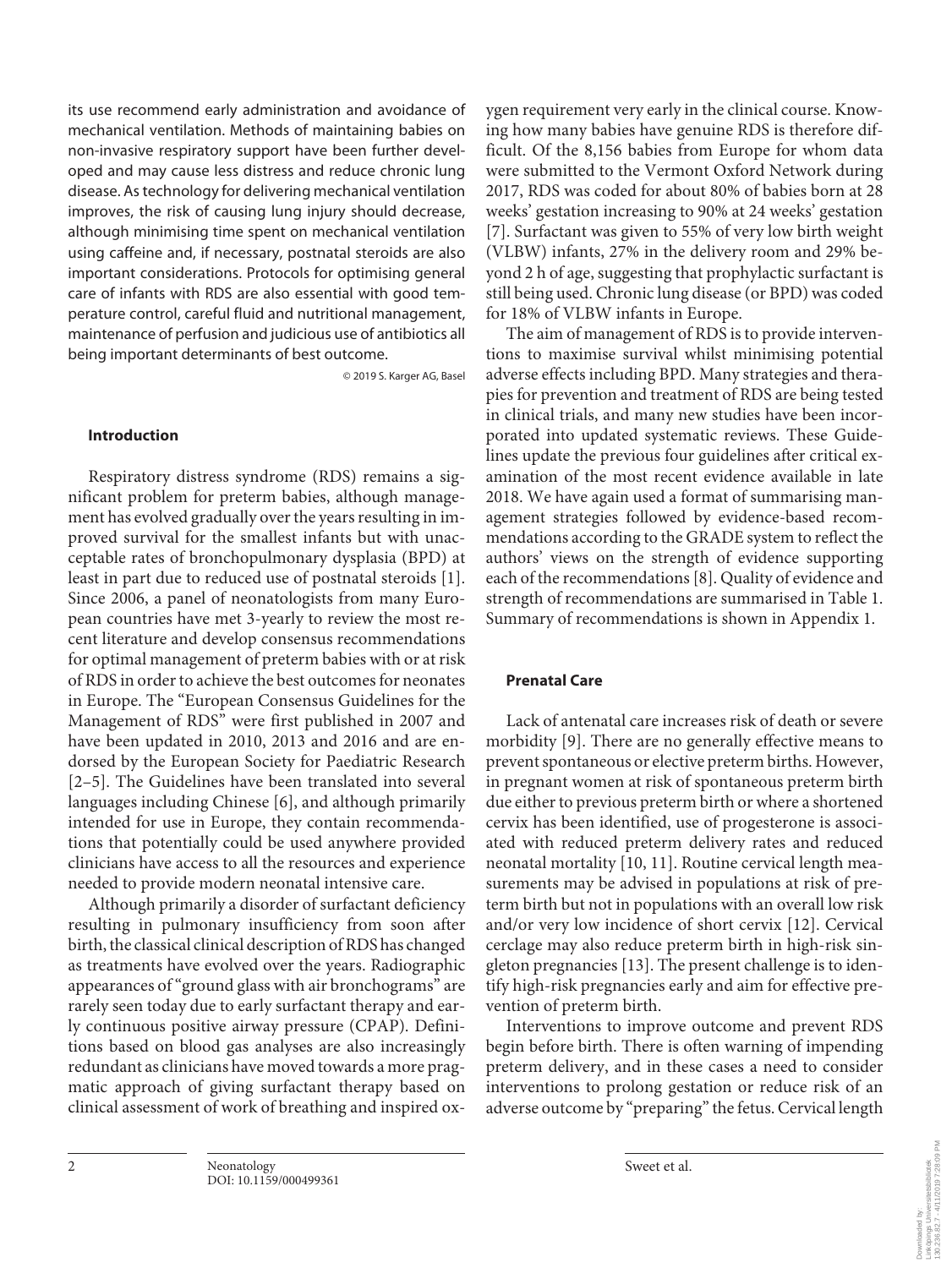its use recommend early administration and avoidance of mechanical ventilation. Methods of maintaining babies on non-invasive respiratory support have been further developed and may cause less distress and reduce chronic lung disease. As technology for delivering mechanical ventilation improves, the risk of causing lung injury should decrease, although minimising time spent on mechanical ventilation using caffeine and, if necessary, postnatal steroids are also important considerations. Protocols for optimising general care of infants with RDS are also essential with good temperature control, careful fluid and nutritional management, maintenance of perfusion and judicious use of antibiotics all being important determinants of best outcome.

© 2019 S. Karger AG, Basel

## Introduction

Respiratory distress syndrome (RDS) remains a significant problem for preterm babies, although management has evolved gradually over the years resulting in improved survival for the smallest infants but with unacceptable rates of bronchopulmonary dysplasia (BPD) at least in part due to reduced use of postnatal steroids [1]. Since 2006, a panel of neonatologists from many European countries have met 3-yearly to review the most recent literature and develop consensus recommendations for optimal management of preterm babies with or at risk of RDS in order to achieve the best outcomes for neonates in Europe. The "European Consensus Guidelines for the Management of RDS" were first published in 2007 and have been updated in 2010, 2013 and 2016 and are endorsed by the European Society for Paediatric Research [2–5]. The Guidelines have been translated into several languages including Chinese [6], and although primarily intended for use in Europe, they contain recommendations that potentially could be used anywhere provided clinicians have access to all the resources and experience needed to provide modern neonatal intensive care.

Although primarily a disorder of surfactant deficiency resulting in pulmonary insufficiency from soon after birth, the classical clinical description of RDS has changed as treatments have evolved over the years. Radiographic appearances of "ground glass with air bronchograms" are rarely seen today due to early surfactant therapy and early continuous positive airway pressure (CPAP). Definitions based on blood gas analyses are also increasingly redundant as clinicians have moved towards a more pragmatic approach of giving surfactant therapy based on clinical assessment of work of breathing and inspired oxygen requirement very early in the clinical course. Knowing how many babies have genuine RDS is therefore difficult. Of the 8,156 babies from Europe for whom data were submitted to the Vermont Oxford Network during 2017, RDS was coded for about 80% of babies born at 28 weeks' gestation increasing to 90% at 24 weeks' gestation [7]. Surfactant was given to 55% of very low birth weight (VLBW) infants, 27% in the delivery room and 29% beyond 2 h of age, suggesting that prophylactic surfactant is still being used. Chronic lung disease (or BPD) was coded for 18% of VLBW infants in Europe.

The aim of management of RDS is to provide interventions to maximise survival whilst minimising potential adverse effects including BPD. Many strategies and therapies for prevention and treatment of RDS are being tested in clinical trials, and many new studies have been incorporated into updated systematic reviews. These Guidelines update the previous four guidelines after critical examination of the most recent evidence available in late 2018. We have again used a format of summarising management strategies followed by evidence-based recommendations according to the GRADE system to reflect the authors' views on the strength of evidence supporting each of the recommendations [8]. Quality of evidence and strength of recommendations are summarised in Table 1. Summary of recommendations is shown in Appendix 1.

## Prenatal Care

Lack of antenatal care increases risk of death or severe morbidity [9]. There are no generally effective means to prevent spontaneous or elective preterm births. However, in pregnant women at risk of spontaneous preterm birth due either to previous preterm birth or where a shortened cervix has been identified, use of progesterone is associated with reduced preterm delivery rates and reduced neonatal mortality [10, 11]. Routine cervical length measurements may be advised in populations at risk of preterm birth but not in populations with an overall low risk and/or very low incidence of short cervix [12]. Cervical cerclage may also reduce preterm birth in high-risk singleton pregnancies [13]. The present challenge is to identify high-risk pregnancies early and aim for effective prevention of preterm birth.

Interventions to improve outcome and prevent RDS begin before birth. There is often warning of impending preterm delivery, and in these cases a need to consider interventions to prolong gestation or reduce risk of an adverse outcome by "preparing" the fetus. Cervical length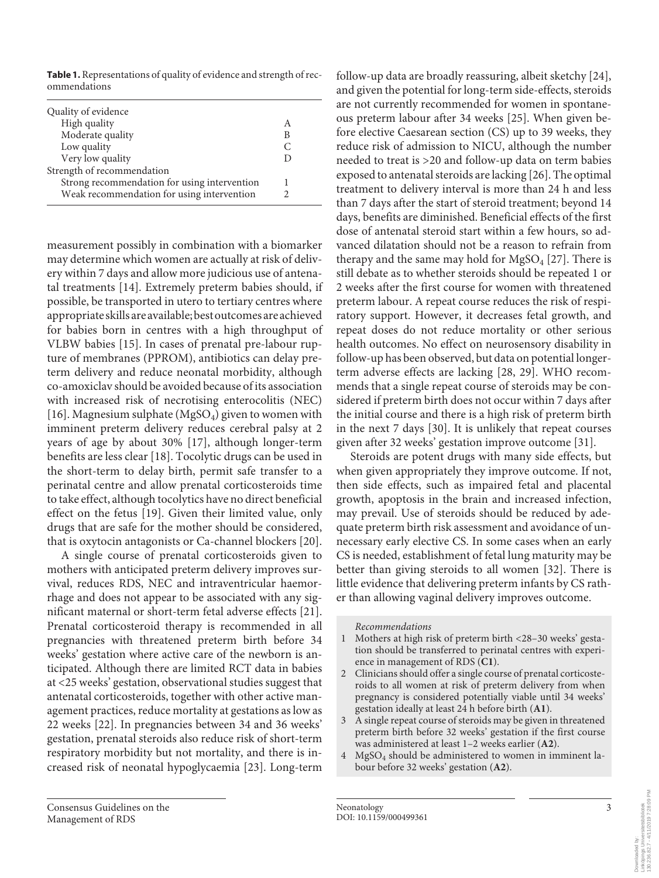**Table 1.** Representations of quality of evidence and strength of recommendations

| | |
|---|---|
| Quality of evidence | |
| High quality | A |
| Moderate quality | B |
| Low quality | C |
| Very low quality | D |
| Strength of recommendation | |
| Strong recommendation for using intervention | 1 |
| Weak recommendation for using intervention | 2 |

measurement possibly in combination with a biomarker may determine which women are actually at risk of delivery within 7 days and allow more judicious use of antenatal treatments [14]. Extremely preterm babies should, if possible, be transported in utero to tertiary centres where appropriate skills are available; best outcomes are achieved for babies born in centres with a high throughput of VLBW babies [15]. In cases of prenatal pre-labour rupture of membranes (PPROM), antibiotics can delay preterm delivery and reduce neonatal morbidity, although co-amoxiclav should be avoided because of its association with increased risk of necrotising enterocolitis (NEC) [16]. Magnesium sulphate ($MgSO_4$) given to women with imminent preterm delivery reduces cerebral palsy at 2 years of age by about 30% [17], although longer-term benefits are less clear [18]. Tocolytic drugs can be used in the short-term to delay birth, permit safe transfer to a perinatal centre and allow prenatal corticosteroids time to take effect, although tocolytics have no direct beneficial effect on the fetus [19]. Given their limited value, only drugs that are safe for the mother should be considered, that is oxytocin antagonists or Ca-channel blockers [20].

A single course of prenatal corticosteroids given to mothers with anticipated preterm delivery improves survival, reduces RDS, NEC and intraventricular haemorrhage and does not appear to be associated with any significant maternal or short-term fetal adverse effects [21]. Prenatal corticosteroid therapy is recommended in all pregnancies with threatened preterm birth before 34 weeks' gestation where active care of the newborn is anticipated. Although there are limited RCT data in babies at <25 weeks' gestation, observational studies suggest that antenatal corticosteroids, together with other active management practices, reduce mortality at gestations as low as 22 weeks [22]. In pregnancies between 34 and 36 weeks' gestation, prenatal steroids also reduce risk of short-term respiratory morbidity but not mortality, and there is increased risk of neonatal hypoglycaemia [23]. Long-term follow-up data are broadly reassuring, albeit sketchy [24], and given the potential for long-term side-effects, steroids are not currently recommended for women in spontaneous preterm labour after 34 weeks [25]. When given before elective Caesarean section (CS) up to 39 weeks, they reduce risk of admission to NICU, although the number needed to treat is >20 and follow-up data on term babies exposed to antenatal steroids are lacking [26]. The optimal treatment to delivery interval is more than 24 h and less than 7 days after the start of steroid treatment; beyond 14 days, benefits are diminished. Beneficial effects of the first dose of antenatal steroid start within a few hours, so advanced dilatation should not be a reason to refrain from therapy and the same may hold for $MgSO_4$ [27]. There is still debate as to whether steroids should be repeated 1 or 2 weeks after the first course for women with threatened preterm labour. A repeat course reduces the risk of respiratory support. However, it decreases fetal growth, and repeat doses do not reduce mortality or other serious health outcomes. No effect on neurosensory disability in follow-up has been observed, but data on potential longer-term adverse effects are lacking [28, 29]. WHO recommends that a single repeat course of steroids may be considered if preterm birth does not occur within 7 days after the initial course and there is a high risk of preterm birth in the next 7 days [30]. It is unlikely that repeat courses given after 32 weeks' gestation improve outcome [31].

Steroids are potent drugs with many side effects, but when given appropriately they improve outcome. If not, then side effects, such as impaired fetal and placental growth, apoptosis in the brain and increased infection, may prevail. Use of steroids should be reduced by adequate preterm birth risk assessment and avoidance of unnecessary early elective CS. In some cases when an early CS is needed, establishment of fetal lung maturity may be better than giving steroids to all women [32]. There is little evidence that delivering preterm infants by CS rather than allowing vaginal delivery improves outcome.

*Recommendations*

1. Mothers at high risk of preterm birth <28–30 weeks' gestation should be transferred to perinatal centres with experience in management of RDS (**C1**).
2. Clinicians should offer a single course of prenatal corticosteroids to all women at risk of preterm delivery from when pregnancy is considered potentially viable until 34 weeks' gestation ideally at least 24 h before birth (**A1**).
3. A single repeat course of steroids may be given in threatened preterm birth before 32 weeks' gestation if the first course was administered at least 1–2 weeks earlier (**A2**).
4. $MgSO_4$ should be administered to women in imminent labour before 32 weeks' gestation (**A2**).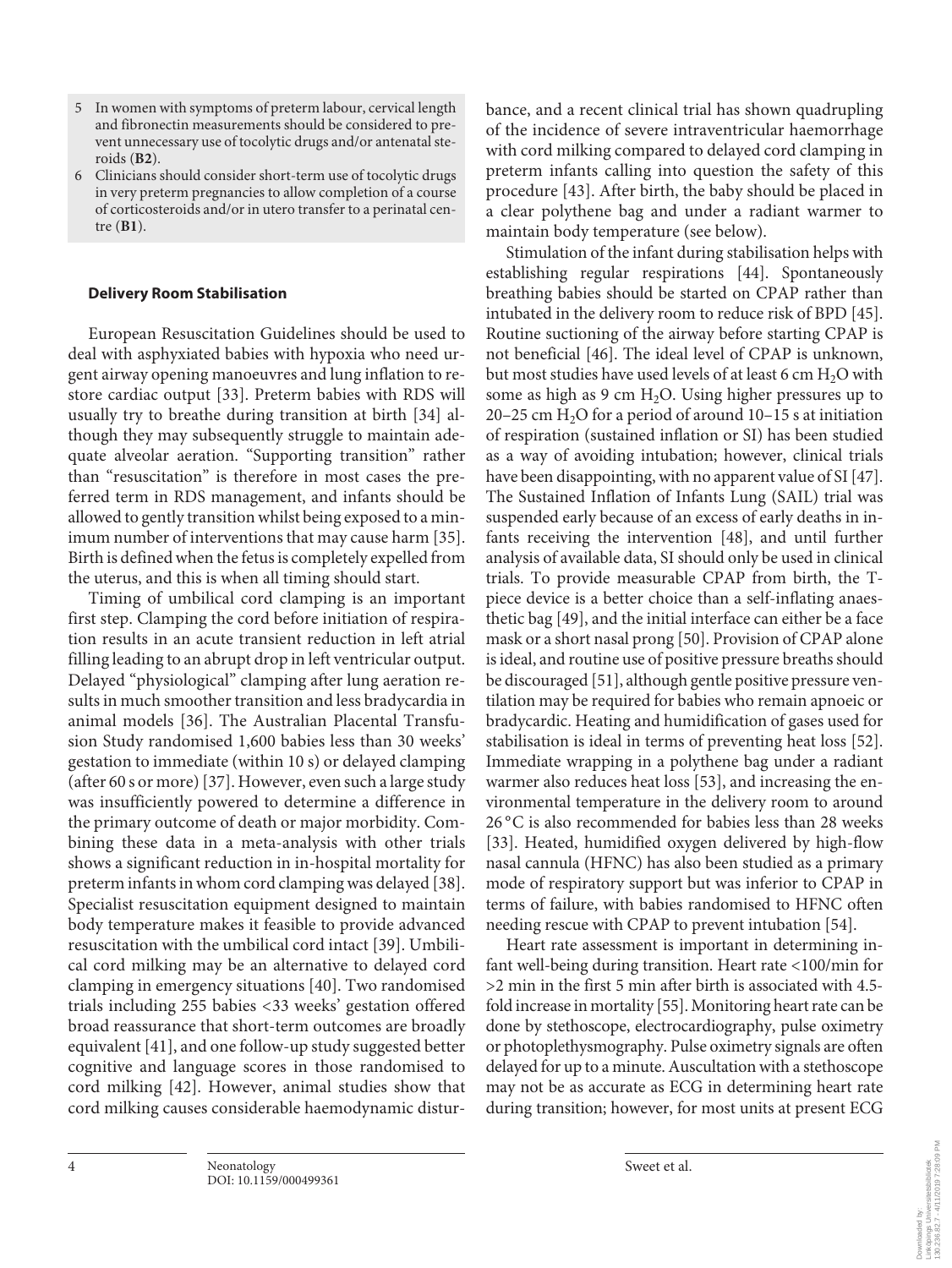5 In women with symptoms of preterm labour, cervical length and fibronectin measurements should be considered to prevent unnecessary use of tocolytic drugs and/or antenatal steroids (**B2**).
6 Clinicians should consider short-term use of tocolytic drugs in very preterm pregnancies to allow completion of a course of corticosteroids and/or in utero transfer to a perinatal centre (**B1**).

### Delivery Room Stabilisation

European Resuscitation Guidelines should be used to deal with asphyxiated babies with hypoxia who need urgent airway opening manoeuvres and lung inflation to restore cardiac output [33]. Preterm babies with RDS will usually try to breathe during transition at birth [34] although they may subsequently struggle to maintain adequate alveolar aeration. "Supporting transition" rather than "resuscitation" is therefore in most cases the preferred term in RDS management, and infants should be allowed to gently transition whilst being exposed to a minimum number of interventions that may cause harm [35]. Birth is defined when the fetus is completely expelled from the uterus, and this is when all timing should start.

Timing of umbilical cord clamping is an important first step. Clamping the cord before initiation of respiration results in an acute transient reduction in left atrial filling leading to an abrupt drop in left ventricular output. Delayed "physiological" clamping after lung aeration results in much smoother transition and less bradycardia in animal models [36]. The Australian Placental Transfusion Study randomised 1,600 babies less than 30 weeks' gestation to immediate (within 10 s) or delayed clamping (after 60 s or more) [37]. However, even such a large study was insufficiently powered to determine a difference in the primary outcome of death or major morbidity. Combining these data in a meta-analysis with other trials shows a significant reduction in in-hospital mortality for preterm infants in whom cord clamping was delayed [38]. Specialist resuscitation equipment designed to maintain body temperature makes it feasible to provide advanced resuscitation with the umbilical cord intact [39]. Umbilical cord milking may be an alternative to delayed cord clamping in emergency situations [40]. Two randomised trials including 255 babies <33 weeks' gestation offered broad reassurance that short-term outcomes are broadly equivalent [41], and one follow-up study suggested better cognitive and language scores in those randomised to cord milking [42]. However, animal studies show that cord milking causes considerable haemodynamic disturbance, and a recent clinical trial has shown quadrupling of the incidence of severe intraventricular haemorrhage with cord milking compared to delayed cord clamping in preterm infants calling into question the safety of this procedure [43]. After birth, the baby should be placed in a clear polythene bag and under a radiant warmer to maintain body temperature (see below).

Stimulation of the infant during stabilisation helps with establishing regular respirations [44]. Spontaneously breathing babies should be started on CPAP rather than intubated in the delivery room to reduce risk of BPD [45]. Routine suctioning of the airway before starting CPAP is not beneficial [46]. The ideal level of CPAP is unknown, but most studies have used levels of at least 6 cm $H_2O$ with some as high as 9 cm $H_2O$. Using higher pressures up to 20–25 cm $H_2O$ for a period of around 10–15 s at initiation of respiration (sustained inflation or SI) has been studied as a way of avoiding intubation; however, clinical trials have been disappointing, with no apparent value of SI [47]. The Sustained Inflation of Infants Lung (SAIL) trial was suspended early because of an excess of early deaths in infants receiving the intervention [48], and until further analysis of available data, SI should only be used in clinical trials. To provide measurable CPAP from birth, the T-piece device is a better choice than a self-inflating anaesthetic bag [49], and the initial interface can either be a face mask or a short nasal prong [50]. Provision of CPAP alone is ideal, and routine use of positive pressure breaths should be discouraged [51], although gentle positive pressure ventilation may be required for babies who remain apnoeic or bradycardic. Heating and humidification of gases used for stabilisation is ideal in terms of preventing heat loss [52]. Immediate wrapping in a polythene bag under a radiant warmer also reduces heat loss [53], and increasing the environmental temperature in the delivery room to around 26 °C is also recommended for babies less than 28 weeks [33]. Heated, humidified oxygen delivered by high-flow nasal cannula (HFNC) has also been studied as a primary mode of respiratory support but was inferior to CPAP in terms of failure, with babies randomised to HFNC often needing rescue with CPAP to prevent intubation [54].

Heart rate assessment is important in determining infant well-being during transition. Heart rate <100/min for >2 min in the first 5 min after birth is associated with 4.5-fold increase in mortality [55]. Monitoring heart rate can be done by stethoscope, electrocardiography, pulse oximetry or photoplethysmography. Pulse oximetry signals are often delayed for up to a minute. Auscultation with a stethoscope may not be as accurate as ECG in determining heart rate during transition; however, for most units at present ECG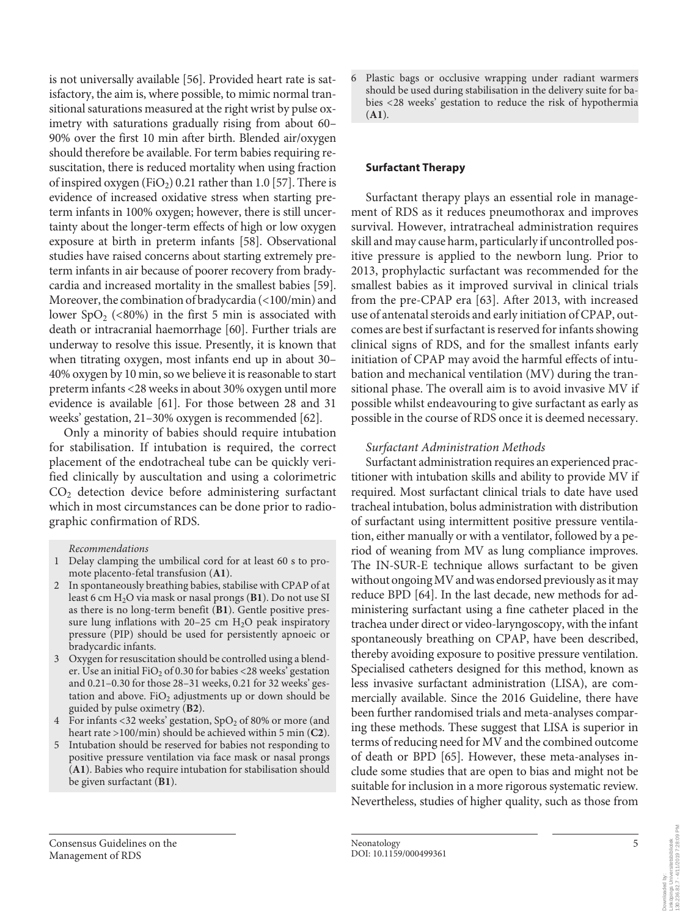is not universally available [56]. Provided heart rate is satisfactory, the aim is, where possible, to mimic normal transitional saturations measured at the right wrist by pulse oximetry with saturations gradually rising from about 60–90% over the first 10 min after birth. Blended air/oxygen should therefore be available. For term babies requiring resuscitation, there is reduced mortality when using fraction of inspired oxygen ($FiO_2$) 0.21 rather than 1.0 [57]. There is evidence of increased oxidative stress when starting preterm infants in 100% oxygen; however, there is still uncertainty about the longer-term effects of high or low oxygen exposure at birth in preterm infants [58]. Observational studies have raised concerns about starting extremely preterm infants in air because of poorer recovery from bradycardia and increased mortality in the smallest babies [59]. Moreover, the combination of bradycardia (<100/min) and lower $SpO_2$ (<80%) in the first 5 min is associated with death or intracranial haemorrhage [60]. Further trials are underway to resolve this issue. Presently, it is known that when titrating oxygen, most infants end up in about 30–40% oxygen by 10 min, so we believe it is reasonable to start preterm infants <28 weeks in about 30% oxygen until more evidence is available [61]. For those between 28 and 31 weeks' gestation, 21–30% oxygen is recommended [62].

Only a minority of babies should require intubation for stabilisation. If intubation is required, the correct placement of the endotracheal tube can be quickly verified clinically by auscultation and using a colorimetric $CO_2$ detection device before administering surfactant which in most circumstances can be done prior to radiographic confirmation of RDS.

*Recommendations*

1. Delay clamping the umbilical cord for at least 60 s to promote placento-fetal transfusion (**A1**).
2. In spontaneously breathing babies, stabilise with CPAP of at least 6 cm $H_2O$ via mask or nasal prongs (**B1**). Do not use SI as there is no long-term benefit (**B1**). Gentle positive pressure lung inflations with 20–25 cm $H_2O$ peak inspiratory pressure (PIP) should be used for persistently apnoeic or bradycardic infants.
3. Oxygen for resuscitation should be controlled using a blender. Use an initial $FiO_2$ of 0.30 for babies <28 weeks' gestation and 0.21–0.30 for those 28–31 weeks, 0.21 for 32 weeks' gestation and above. $FiO_2$ adjustments up or down should be guided by pulse oximetry (**B2**).
4. For infants <32 weeks' gestation, $SpO_2$ of 80% or more (and heart rate >100/min) should be achieved within 5 min (**C2**).
5. Intubation should be reserved for babies not responding to positive pressure ventilation via face mask or nasal prongs (**A1**). Babies who require intubation for stabilisation should be given surfactant (**B1**).
6. Plastic bags or occlusive wrapping under radiant warmers should be used during stabilisation in the delivery suite for babies <28 weeks' gestation to reduce the risk of hypothermia (**A1**).

## Surfactant Therapy

Surfactant therapy plays an essential role in management of RDS as it reduces pneumothorax and improves survival. However, intratracheal administration requires skill and may cause harm, particularly if uncontrolled positive pressure is applied to the newborn lung. Prior to 2013, prophylactic surfactant was recommended for the smallest babies as it improved survival in clinical trials from the pre-CPAP era [63]. After 2013, with increased use of antenatal steroids and early initiation of CPAP, outcomes are best if surfactant is reserved for infants showing clinical signs of RDS, and for the smallest infants early initiation of CPAP may avoid the harmful effects of intubation and mechanical ventilation (MV) during the transitional phase. The overall aim is to avoid invasive MV if possible whilst endeavouring to give surfactant as early as possible in the course of RDS once it is deemed necessary.

### *Surfactant Administration Methods*

Surfactant administration requires an experienced practitioner with intubation skills and ability to provide MV if required. Most surfactant clinical trials to date have used tracheal intubation, bolus administration with distribution of surfactant using intermittent positive pressure ventilation, either manually or with a ventilator, followed by a period of weaning from MV as lung compliance improves. The IN-SUR-E technique allows surfactant to be given without ongoing MV and was endorsed previously as it may reduce BPD [64]. In the last decade, new methods for administering surfactant using a fine catheter placed in the trachea under direct or video-laryngoscopy, with the infant spontaneously breathing on CPAP, have been described, thereby avoiding exposure to positive pressure ventilation. Specialised catheters designed for this method, known as less invasive surfactant administration (LISA), are commercially available. Since the 2016 Guideline, there have been further randomised trials and meta-analyses comparing these methods. These suggest that LISA is superior in terms of reducing need for MV and the combined outcome of death or BPD [65]. However, these meta-analyses include some studies that are open to bias and might not be suitable for inclusion in a more rigorous systematic review. Nevertheless, studies of higher quality, such as those from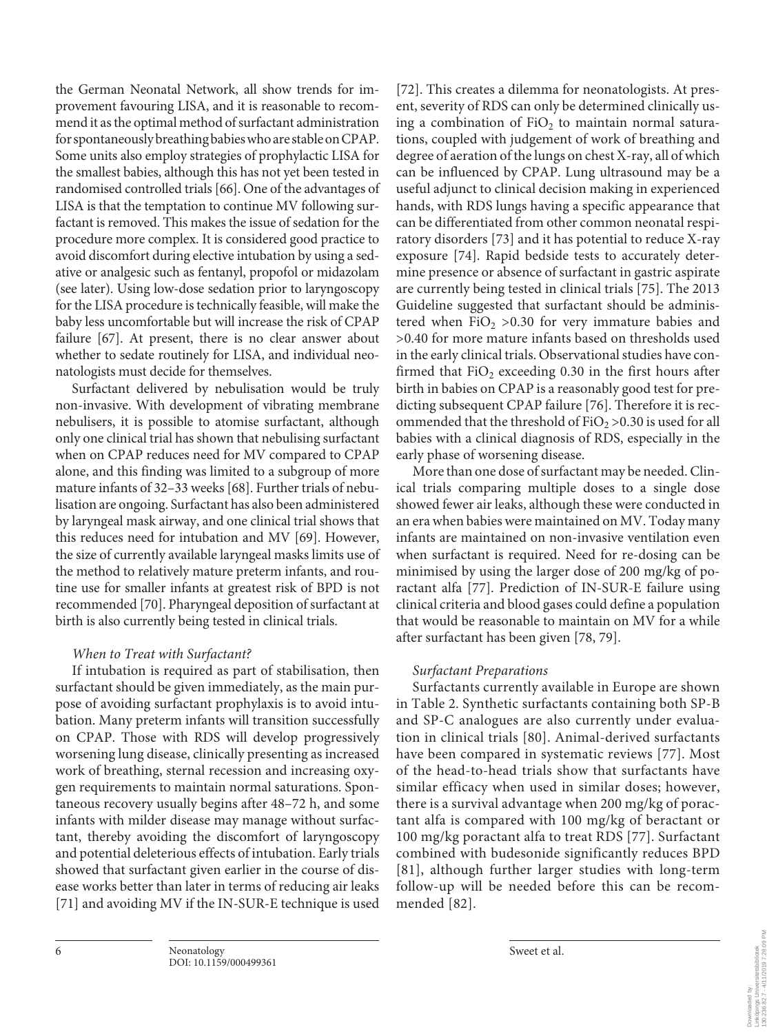the German Neonatal Network, all show trends for improvement favouring LISA, and it is reasonable to recommend it as the optimal method of surfactant administration for spontaneously breathing babies who are stable on CPAP. Some units also employ strategies of prophylactic LISA for the smallest babies, although this has not yet been tested in randomised controlled trials [66]. One of the advantages of LISA is that the temptation to continue MV following surfactant is removed. This makes the issue of sedation for the procedure more complex. It is considered good practice to avoid discomfort during elective intubation by using a sedative or analgesic such as fentanyl, propofol or midazolam (see later). Using low-dose sedation prior to laryngoscopy for the LISA procedure is technically feasible, will make the baby less uncomfortable but will increase the risk of CPAP failure [67]. At present, there is no clear answer about whether to sedate routinely for LISA, and individual neonatologists must decide for themselves.

Surfactant delivered by nebulisation would be truly non-invasive. With development of vibrating membrane nebulisers, it is possible to atomise surfactant, although only one clinical trial has shown that nebulising surfactant when on CPAP reduces need for MV compared to CPAP alone, and this finding was limited to a subgroup of more mature infants of 32–33 weeks [68]. Further trials of nebulisation are ongoing. Surfactant has also been administered by laryngeal mask airway, and one clinical trial shows that this reduces need for intubation and MV [69]. However, the size of currently available laryngeal masks limits use of the method to relatively mature preterm infants, and routine use for smaller infants at greatest risk of BPD is not recommended [70]. Pharyngeal deposition of surfactant at birth is also currently being tested in clinical trials.

*When to Treat with Surfactant?*

If intubation is required as part of stabilisation, then surfactant should be given immediately, as the main purpose of avoiding surfactant prophylaxis is to avoid intubation. Many preterm infants will transition successfully on CPAP. Those with RDS will develop progressively worsening lung disease, clinically presenting as increased work of breathing, sternal recession and increasing oxygen requirements to maintain normal saturations. Spontaneous recovery usually begins after 48–72 h, and some infants with milder disease may manage without surfactant, thereby avoiding the discomfort of laryngoscopy and potential deleterious effects of intubation. Early trials showed that surfactant given earlier in the course of disease works better than later in terms of reducing air leaks [71] and avoiding MV if the IN-SUR-E technique is used [72]. This creates a dilemma for neonatologists. At present, severity of RDS can only be determined clinically using a combination of $FiO_2$ to maintain normal saturations, coupled with judgement of work of breathing and degree of aeration of the lungs on chest X-ray, all of which can be influenced by CPAP. Lung ultrasound may be a useful adjunct to clinical decision making in experienced hands, with RDS lungs having a specific appearance that can be differentiated from other common neonatal respiratory disorders [73] and it has potential to reduce X-ray exposure [74]. Rapid bedside tests to accurately determine presence or absence of surfactant in gastric aspirate are currently being tested in clinical trials [75]. The 2013 Guideline suggested that surfactant should be administered when $FiO_2$ >0.30 for very immature babies and >0.40 for more mature infants based on thresholds used in the early clinical trials. Observational studies have confirmed that $FiO_2$ exceeding 0.30 in the first hours after birth in babies on CPAP is a reasonably good test for predicting subsequent CPAP failure [76]. Therefore it is recommended that the threshold of $FiO_2$ >0.30 is used for all babies with a clinical diagnosis of RDS, especially in the early phase of worsening disease.

More than one dose of surfactant may be needed. Clinical trials comparing multiple doses to a single dose showed fewer air leaks, although these were conducted in an era when babies were maintained on MV. Today many infants are maintained on non-invasive ventilation even when surfactant is required. Need for re-dosing can be minimised by using the larger dose of 200 mg/kg of poractant alfa [77]. Prediction of IN-SUR-E failure using clinical criteria and blood gases could define a population that would be reasonable to maintain on MV for a while after surfactant has been given [78, 79].

*Surfactant Preparations*

Surfactants currently available in Europe are shown in Table 2. Synthetic surfactants containing both SP-B and SP-C analogues are also currently under evaluation in clinical trials [80]. Animal-derived surfactants have been compared in systematic reviews [77]. Most of the head-to-head trials show that surfactants have similar efficacy when used in similar doses; however, there is a survival advantage when 200 mg/kg of poractant alfa is compared with 100 mg/kg of beractant or 100 mg/kg poractant alfa to treat RDS [77]. Surfactant combined with budesonide significantly reduces BPD [81], although further larger studies with long-term follow-up will be needed before this can be recommended [82].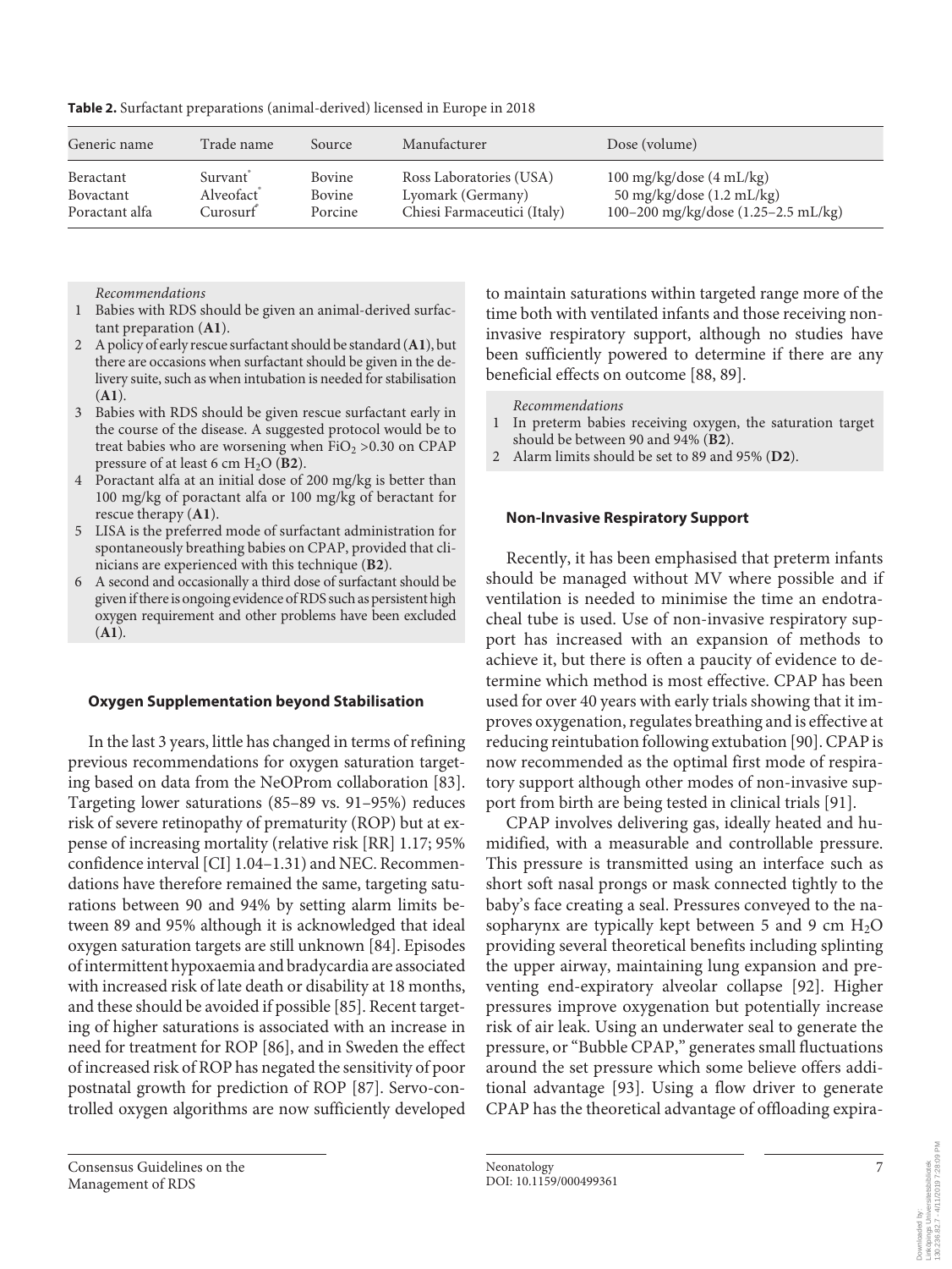**Table 2.** Surfactant preparations (animal-derived) licensed in Europe in 2018

| Generic name | Trade name | Source | Manufacturer | Dose (volume) |
|---|---|---|---|---|
| Beractant | Survant® | Bovine | Ross Laboratories (USA) | 100 mg/kg/dose (4 mL/kg) |
| Bovactant | Alveofact® | Bovine | Lyomark (Germany) | 50 mg/kg/dose (1.2 mL/kg) |
| Poractant alfa | Curosurf® | Porcine | Chiesi Farmaceutici (Italy) | 100–200 mg/kg/dose (1.25–2.5 mL/kg) |

*Recommendations*

1. Babies with RDS should be given an animal-derived surfactant preparation (**A1**).
2. A policy of early rescue surfactant should be standard (**A1**), but there are occasions when surfactant should be given in the delivery suite, such as when intubation is needed for stabilisation (**A1**).
3. Babies with RDS should be given rescue surfactant early in the course of the disease. A suggested protocol would be to treat babies who are worsening when $FiO_2$ >0.30 on CPAP pressure of at least 6 cm $H_2O$ (**B2**).
4. Poractant alfa at an initial dose of 200 mg/kg is better than 100 mg/kg of poractant alfa or 100 mg/kg of beractant for rescue therapy (**A1**).
5. LISA is the preferred mode of surfactant administration for spontaneously breathing babies on CPAP, provided that clinicians are experienced with this technique (**B2**).
6. A second and occasionally a third dose of surfactant should be given if there is ongoing evidence of RDS such as persistent high oxygen requirement and other problems have been excluded (**A1**).

### Oxygen Supplementation beyond Stabilisation

In the last 3 years, little has changed in terms of refining previous recommendations for oxygen saturation targeting based on data from the NeOProm collaboration [83]. Targeting lower saturations (85–89 vs. 91–95%) reduces risk of severe retinopathy of prematurity (ROP) but at expense of increasing mortality (relative risk [RR] 1.17; 95% confidence interval [CI] 1.04–1.31) and NEC. Recommendations have therefore remained the same, targeting saturations between 90 and 94% by setting alarm limits between 89 and 95% although it is acknowledged that ideal oxygen saturation targets are still unknown [84]. Episodes of intermittent hypoxaemia and bradycardia are associated with increased risk of late death or disability at 18 months, and these should be avoided if possible [85]. Recent targeting of higher saturations is associated with an increase in need for treatment for ROP [86], and in Sweden the effect of increased risk of ROP has negated the sensitivity of poor postnatal growth for prediction of ROP [87]. Servo-controlled oxygen algorithms are now sufficiently developed to maintain saturations within targeted range more of the time both with ventilated infants and those receiving non-invasive respiratory support, although no studies have been sufficiently powered to determine if there are any beneficial effects on outcome [88, 89].

*Recommendations*

1. In preterm babies receiving oxygen, the saturation target should be between 90 and 94% (**B2**).
2. Alarm limits should be set to 89 and 95% (**D2**).

### Non-Invasive Respiratory Support

Recently, it has been emphasised that preterm infants should be managed without MV where possible and if ventilation is needed to minimise the time an endotracheal tube is used. Use of non-invasive respiratory support has increased with an expansion of methods to achieve it, but there is often a paucity of evidence to determine which method is most effective. CPAP has been used for over 40 years with early trials showing that it improves oxygenation, regulates breathing and is effective at reducing reintubation following extubation [90]. CPAP is now recommended as the optimal first mode of respiratory support although other modes of non-invasive support from birth are being tested in clinical trials [91].

CPAP involves delivering gas, ideally heated and humidified, with a measurable and controllable pressure. This pressure is transmitted using an interface such as short soft nasal prongs or mask connected tightly to the baby's face creating a seal. Pressures conveyed to the nasopharynx are typically kept between 5 and 9 cm $H_2O$ providing several theoretical benefits including splinting the upper airway, maintaining lung expansion and preventing end-expiratory alveolar collapse [92]. Higher pressures improve oxygenation but potentially increase risk of air leak. Using an underwater seal to generate the pressure, or "Bubble CPAP," generates small fluctuations around the set pressure which some believe offers additional advantage [93]. Using a flow driver to generate CPAP has the theoretical advantage of offloading expira-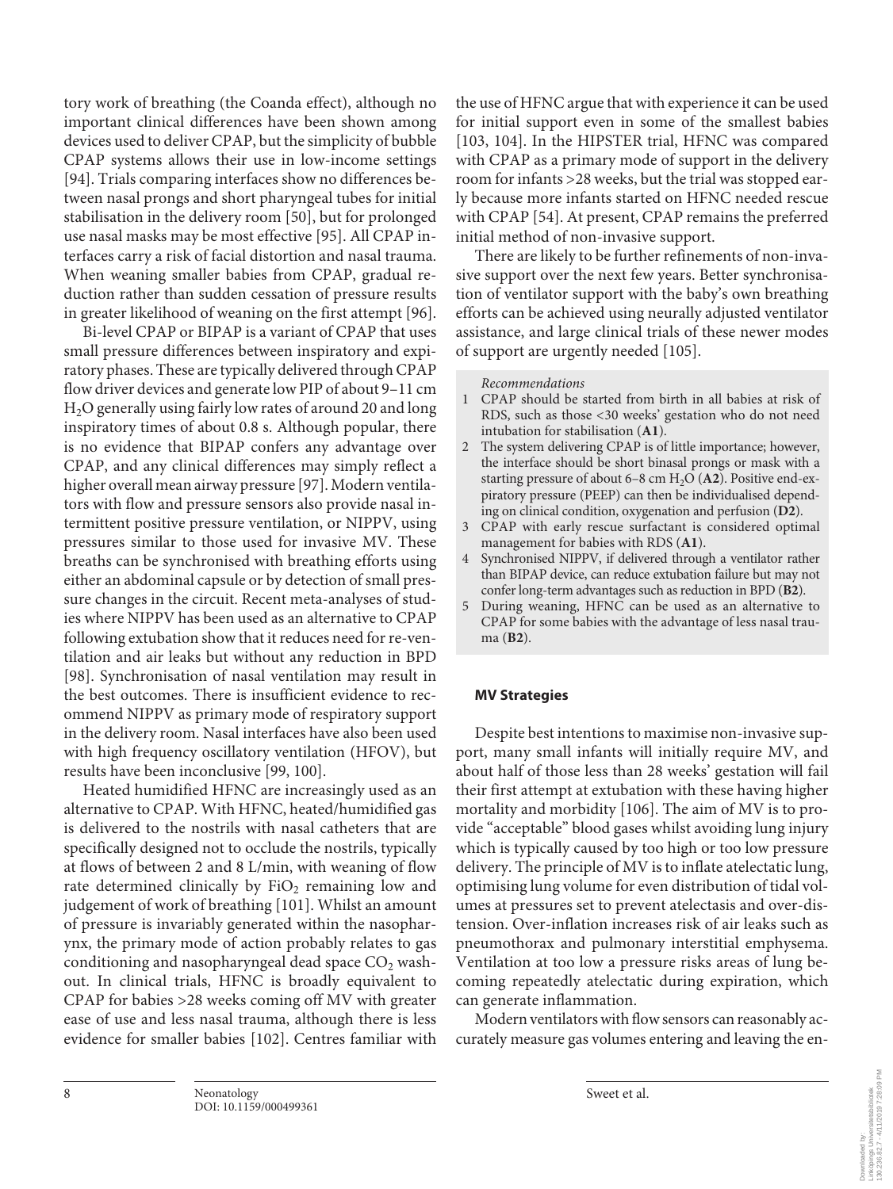tory work of breathing (the Coanda effect), although no important clinical differences have been shown among devices used to deliver CPAP, but the simplicity of bubble CPAP systems allows their use in low-income settings [94]. Trials comparing interfaces show no differences between nasal prongs and short pharyngeal tubes for initial stabilisation in the delivery room [50], but for prolonged use nasal masks may be most effective [95]. All CPAP interfaces carry a risk of facial distortion and nasal trauma. When weaning smaller babies from CPAP, gradual reduction rather than sudden cessation of pressure results in greater likelihood of weaning on the first attempt [96].

Bi-level CPAP or BIPAP is a variant of CPAP that uses small pressure differences between inspiratory and expiratory phases. These are typically delivered through CPAP flow driver devices and generate low PIP of about 9–11 cm $H_2O$ generally using fairly low rates of around 20 and long inspiratory times of about 0.8 s. Although popular, there is no evidence that BIPAP confers any advantage over CPAP, and any clinical differences may simply reflect a higher overall mean airway pressure [97]. Modern ventilators with flow and pressure sensors also provide nasal intermittent positive pressure ventilation, or NIPPV, using pressures similar to those used for invasive MV. These breaths can be synchronised with breathing efforts using either an abdominal capsule or by detection of small pressure changes in the circuit. Recent meta-analyses of studies where NIPPV has been used as an alternative to CPAP following extubation show that it reduces need for re-ventilation and air leaks but without any reduction in BPD [98]. Synchronisation of nasal ventilation may result in the best outcomes. There is insufficient evidence to recommend NIPPV as primary mode of respiratory support in the delivery room. Nasal interfaces have also been used with high frequency oscillatory ventilation (HFOV), but results have been inconclusive [99, 100].

Heated humidified HFNC are increasingly used as an alternative to CPAP. With HFNC, heated/humidified gas is delivered to the nostrils with nasal catheters that are specifically designed not to occlude the nostrils, typically at flows of between 2 and 8 L/min, with weaning of flow rate determined clinically by $FiO_2$ remaining low and judgement of work of breathing [101]. Whilst an amount of pressure is invariably generated within the nasopharynx, the primary mode of action probably relates to gas conditioning and nasopharyngeal dead space $CO_2$ washout. In clinical trials, HFNC is broadly equivalent to CPAP for babies >28 weeks coming off MV with greater ease of use and less nasal trauma, although there is less evidence for smaller babies [102]. Centres familiar with the use of HFNC argue that with experience it can be used for initial support even in some of the smallest babies [103, 104]. In the HIPSTER trial, HFNC was compared with CPAP as a primary mode of support in the delivery room for infants >28 weeks, but the trial was stopped early because more infants started on HFNC needed rescue with CPAP [54]. At present, CPAP remains the preferred initial method of non-invasive support.

There are likely to be further refinements of non-invasive support over the next few years. Better synchronisation of ventilator support with the baby's own breathing efforts can be achieved using neurally adjusted ventilator assistance, and large clinical trials of these newer modes of support are urgently needed [105].

*Recommendations*

1. CPAP should be started from birth in all babies at risk of RDS, such as those <30 weeks' gestation who do not need intubation for stabilisation (**A1**).
2. The system delivering CPAP is of little importance; however, the interface should be short binasal prongs or mask with a starting pressure of about 6–8 cm $H_2O$ (**A2**). Positive end-expiratory pressure (PEEP) can then be individualised depending on clinical condition, oxygenation and perfusion (**D2**).
3. CPAP with early rescue surfactant is considered optimal management for babies with RDS (**A1**).
4. Synchronised NIPPV, if delivered through a ventilator rather than BIPAP device, can reduce extubation failure but may not confer long-term advantages such as reduction in BPD (**B2**).
5. During weaning, HFNC can be used as an alternative to CPAP for some babies with the advantage of less nasal trauma (**B2**).

### MV Strategies

Despite best intentions to maximise non-invasive support, many small infants will initially require MV, and about half of those less than 28 weeks' gestation will fail their first attempt at extubation with these having higher mortality and morbidity [106]. The aim of MV is to provide "acceptable" blood gases whilst avoiding lung injury which is typically caused by too high or too low pressure delivery. The principle of MV is to inflate atelectatic lung, optimising lung volume for even distribution of tidal volumes at pressures set to prevent atelectasis and over-distension. Over-inflation increases risk of air leaks such as pneumothorax and pulmonary interstitial emphysema. Ventilation at too low a pressure risks areas of lung becoming repeatedly atelectatic during expiration, which can generate inflammation.

Modern ventilators with flow sensors can reasonably accurately measure gas volumes entering and leaving the en-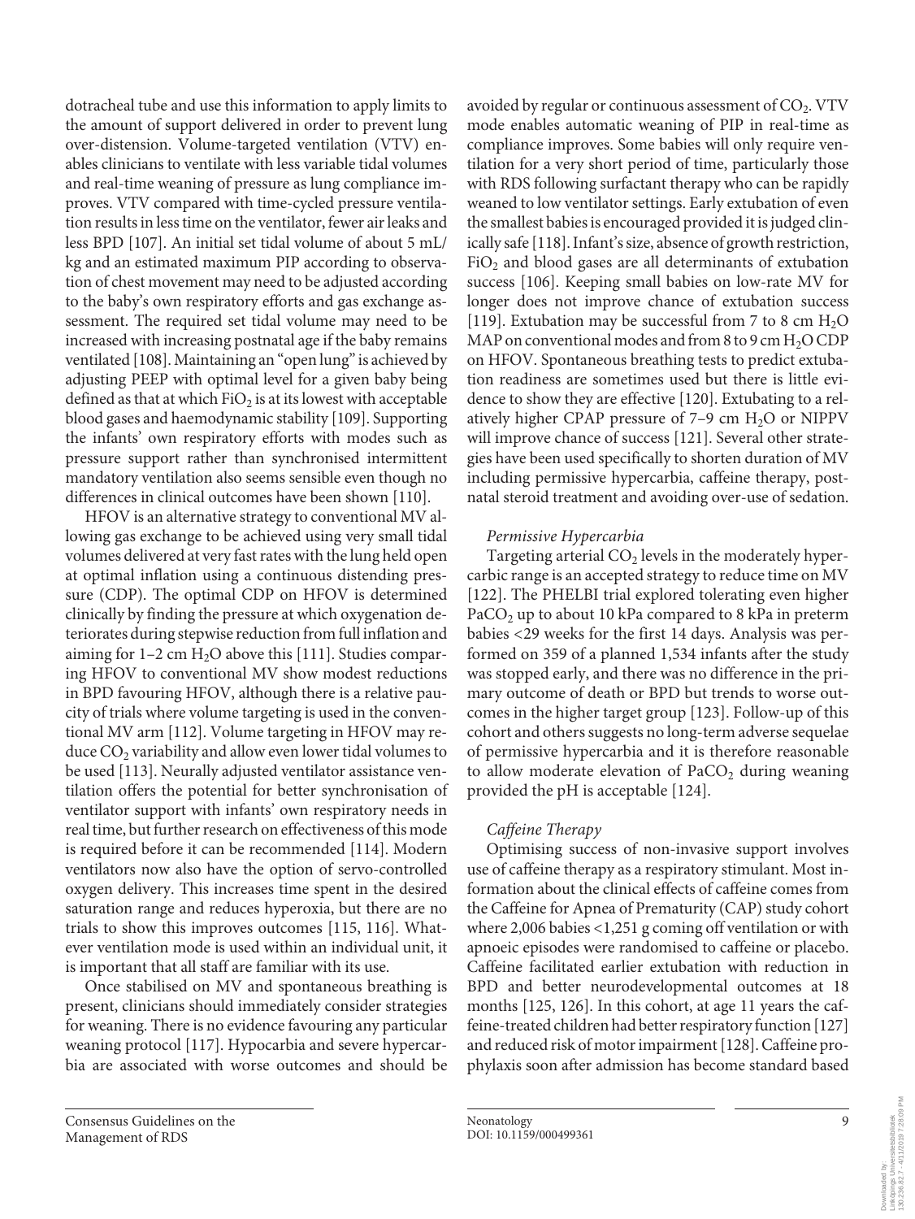dotracheal tube and use this information to apply limits to the amount of support delivered in order to prevent lung over-distension. Volume-targeted ventilation (VTV) enables clinicians to ventilate with less variable tidal volumes and real-time weaning of pressure as lung compliance improves. VTV compared with time-cycled pressure ventilation results in less time on the ventilator, fewer air leaks and less BPD [107]. An initial set tidal volume of about 5 mL/kg and an estimated maximum PIP according to observation of chest movement may need to be adjusted according to the baby's own respiratory efforts and gas exchange assessment. The required set tidal volume may need to be increased with increasing postnatal age if the baby remains ventilated [108]. Maintaining an "open lung" is achieved by adjusting PEEP with optimal level for a given baby being defined as that at which $FiO_2$ is at its lowest with acceptable blood gases and haemodynamic stability [109]. Supporting the infants' own respiratory efforts with modes such as pressure support rather than synchronised intermittent mandatory ventilation also seems sensible even though no differences in clinical outcomes have been shown [110].

HFOV is an alternative strategy to conventional MV allowing gas exchange to be achieved using very small tidal volumes delivered at very fast rates with the lung held open at optimal inflation using a continuous distending pressure (CDP). The optimal CDP on HFOV is determined clinically by finding the pressure at which oxygenation deteriorates during stepwise reduction from full inflation and aiming for 1–2 cm $H_2O$ above this [111]. Studies comparing HFOV to conventional MV show modest reductions in BPD favouring HFOV, although there is a relative paucity of trials where volume targeting is used in the conventional MV arm [112]. Volume targeting in HFOV may reduce $CO_2$ variability and allow even lower tidal volumes to be used [113]. Neurally adjusted ventilator assistance ventilation offers the potential for better synchronisation of ventilator support with infants' own respiratory needs in real time, but further research on effectiveness of this mode is required before it can be recommended [114]. Modern ventilators now also have the option of servo-controlled oxygen delivery. This increases time spent in the desired saturation range and reduces hyperoxia, but there are no trials to show this improves outcomes [115, 116]. Whatever ventilation mode is used within an individual unit, it is important that all staff are familiar with its use.

Once stabilised on MV and spontaneous breathing is present, clinicians should immediately consider strategies for weaning. There is no evidence favouring any particular weaning protocol [117]. Hypocarbia and severe hypercarbia are associated with worse outcomes and should be avoided by regular or continuous assessment of $CO_2$. VTV mode enables automatic weaning of PIP in real-time as compliance improves. Some babies will only require ventilation for a very short period of time, particularly those with RDS following surfactant therapy who can be rapidly weaned to low ventilator settings. Early extubation of even the smallest babies is encouraged provided it is judged clinically safe [118]. Infant's size, absence of growth restriction, $FiO_2$ and blood gases are all determinants of extubation success [106]. Keeping small babies on low-rate MV for longer does not improve chance of extubation success [119]. Extubation may be successful from 7 to 8 cm $H_2O$ MAP on conventional modes and from 8 to 9 cm $H_2O$ CDP on HFOV. Spontaneous breathing tests to predict extubation readiness are sometimes used but there is little evidence to show they are effective [120]. Extubating to a relatively higher CPAP pressure of 7–9 cm $H_2O$ or NIPPV will improve chance of success [121]. Several other strategies have been used specifically to shorten duration of MV including permissive hypercarbia, caffeine therapy, postnatal steroid treatment and avoiding over-use of sedation.

*Permissive Hypercarbia*

Targeting arterial $CO_2$ levels in the moderately hypercarbic range is an accepted strategy to reduce time on MV [122]. The PHELBI trial explored tolerating even higher $PaCO_2$ up to about 10 kPa compared to 8 kPa in preterm babies <29 weeks for the first 14 days. Analysis was performed on 359 of a planned 1,534 infants after the study was stopped early, and there was no difference in the primary outcome of death or BPD but trends to worse outcomes in the higher target group [123]. Follow-up of this cohort and others suggests no long-term adverse sequelae of permissive hypercarbia and it is therefore reasonable to allow moderate elevation of $PaCO_2$ during weaning provided the pH is acceptable [124].

*Caffeine Therapy*

Optimising success of non-invasive support involves use of caffeine therapy as a respiratory stimulant. Most information about the clinical effects of caffeine comes from the Caffeine for Apnea of Prematurity (CAP) study cohort where 2,006 babies <1,251 g coming off ventilation or with apnoeic episodes were randomised to caffeine or placebo. Caffeine facilitated earlier extubation with reduction in BPD and better neurodevelopmental outcomes at 18 months [125, 126]. In this cohort, at age 11 years the caffeine-treated children had better respiratory function [127] and reduced risk of motor impairment [128]. Caffeine prophylaxis soon after admission has become standard based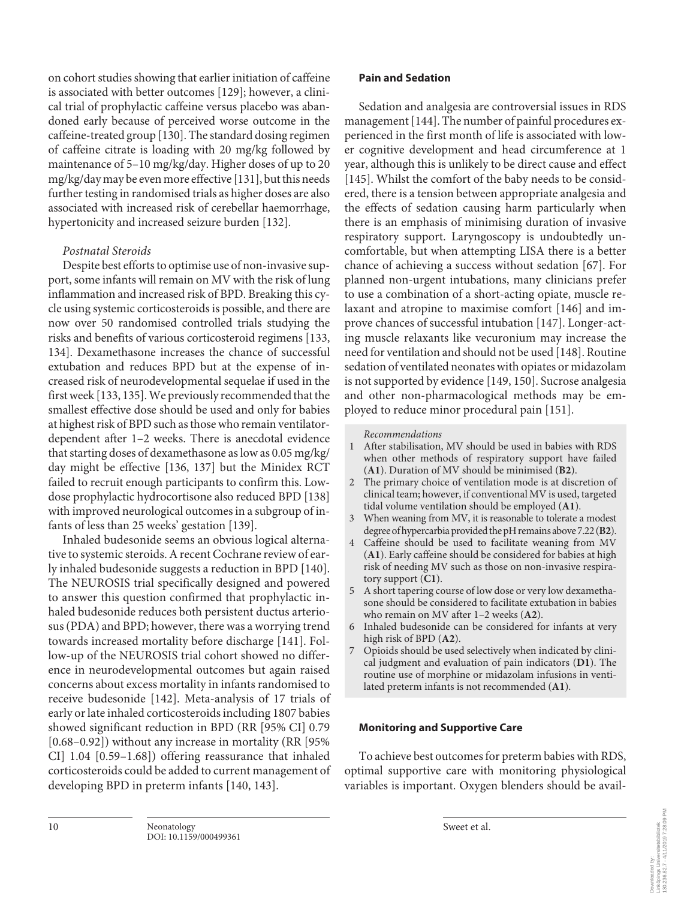on cohort studies showing that earlier initiation of caffeine is associated with better outcomes [129]; however, a clinical trial of prophylactic caffeine versus placebo was abandoned early because of perceived worse outcome in the caffeine-treated group [130]. The standard dosing regimen of caffeine citrate is loading with 20 mg/kg followed by maintenance of 5–10 mg/kg/day. Higher doses of up to 20 mg/kg/day may be even more effective [131], but this needs further testing in randomised trials as higher doses are also associated with increased risk of cerebellar haemorrhage, hypertonicity and increased seizure burden [132].

*Postnatal Steroids*

Despite best efforts to optimise use of non-invasive support, some infants will remain on MV with the risk of lung inflammation and increased risk of BPD. Breaking this cycle using systemic corticosteroids is possible, and there are now over 50 randomised controlled trials studying the risks and benefits of various corticosteroid regimens [133, 134]. Dexamethasone increases the chance of successful extubation and reduces BPD but at the expense of increased risk of neurodevelopmental sequelae if used in the first week [133, 135]. We previously recommended that the smallest effective dose should be used and only for babies at highest risk of BPD such as those who remain ventilator-dependent after 1–2 weeks. There is anecdotal evidence that starting doses of dexamethasone as low as 0.05 mg/kg/day might be effective [136, 137] but the Minidex RCT failed to recruit enough participants to confirm this. Low-dose prophylactic hydrocortisone also reduced BPD [138] with improved neurological outcomes in a subgroup of infants of less than 25 weeks' gestation [139].

Inhaled budesonide seems an obvious logical alternative to systemic steroids. A recent Cochrane review of early inhaled budesonide suggests a reduction in BPD [140]. The NEUROSIS trial specifically designed and powered to answer this question confirmed that prophylactic inhaled budesonide reduces both persistent ductus arteriosus (PDA) and BPD; however, there was a worrying trend towards increased mortality before discharge [141]. Follow-up of the NEUROSIS trial cohort showed no difference in neurodevelopmental outcomes but again raised concerns about excess mortality in infants randomised to receive budesonide [142]. Meta-analysis of 17 trials of early or late inhaled corticosteroids including 1807 babies showed significant reduction in BPD (RR [95% CI] 0.79 [0.68–0.92]) without any increase in mortality (RR [95% CI] 1.04 [0.59–1.68]) offering reassurance that inhaled corticosteroids could be added to current management of developing BPD in preterm infants [140, 143].

### Pain and Sedation

Sedation and analgesia are controversial issues in RDS management [144]. The number of painful procedures experienced in the first month of life is associated with lower cognitive development and head circumference at 1 year, although this is unlikely to be direct cause and effect [145]. Whilst the comfort of the baby needs to be considered, there is a tension between appropriate analgesia and the effects of sedation causing harm particularly when there is an emphasis of minimising duration of invasive respiratory support. Laryngoscopy is undoubtedly uncomfortable, but when attempting LISA there is a better chance of achieving a success without sedation [67]. For planned non-urgent intubations, many clinicians prefer to use a combination of a short-acting opiate, muscle relaxant and atropine to maximise comfort [146] and improve chances of successful intubation [147]. Longer-acting muscle relaxants like vecuronium may increase the need for ventilation and should not be used [148]. Routine sedation of ventilated neonates with opiates or midazolam is not supported by evidence [149, 150]. Sucrose analgesia and other non-pharmacological methods may be employed to reduce minor procedural pain [151].

*Recommendations*

1. After stabilisation, MV should be used in babies with RDS when other methods of respiratory support have failed (**A1**). Duration of MV should be minimised (**B2**).
2. The primary choice of ventilation mode is at discretion of clinical team; however, if conventional MV is used, targeted tidal volume ventilation should be employed (**A1**).
3. When weaning from MV, it is reasonable to tolerate a modest degree of hypercarbia provided the pH remains above 7.22 (**B2**).
4. Caffeine should be used to facilitate weaning from MV (**A1**). Early caffeine should be considered for babies at high risk of needing MV such as those on non-invasive respiratory support (**C1**).
5. A short tapering course of low dose or very low dexamethasone should be considered to facilitate extubation in babies who remain on MV after 1–2 weeks (**A2**).
6. Inhaled budesonide can be considered for infants at very high risk of BPD (**A2**).
7. Opioids should be used selectively when indicated by clinical judgment and evaluation of pain indicators (**D1**). The routine use of morphine or midazolam infusions in ventilated preterm infants is not recommended (**A1**).

### Monitoring and Supportive Care

To achieve best outcomes for preterm babies with RDS, optimal supportive care with monitoring physiological variables is important. Oxygen blenders should be avail-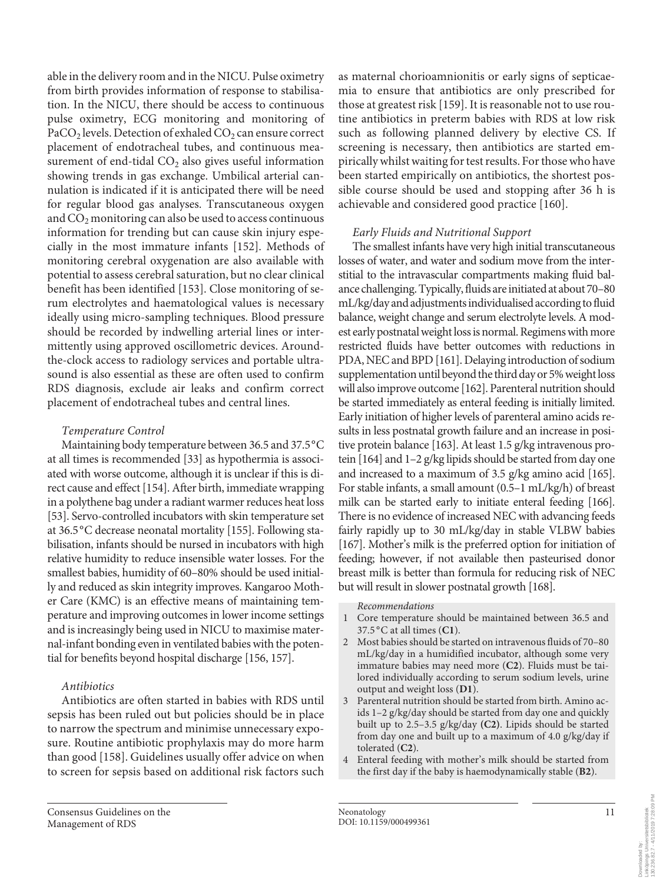able in the delivery room and in the NICU. Pulse oximetry from birth provides information of response to stabilisation. In the NICU, there should be access to continuous pulse oximetry, ECG monitoring and monitoring of $PaCO_2$ levels. Detection of exhaled $CO_2$ can ensure correct placement of endotracheal tubes, and continuous measurement of end-tidal $CO_2$ also gives useful information showing trends in gas exchange. Umbilical arterial cannulation is indicated if it is anticipated there will be need for regular blood gas analyses. Transcutaneous oxygen and $CO_2$ monitoring can also be used to access continuous information for trending but can cause skin injury especially in the most immature infants [152]. Methods of monitoring cerebral oxygenation are also available with potential to assess cerebral saturation, but no clear clinical benefit has been identified [153]. Close monitoring of serum electrolytes and haematological values is necessary ideally using micro-sampling techniques. Blood pressure should be recorded by indwelling arterial lines or intermittently using approved oscillometric devices. Around-the-clock access to radiology services and portable ultrasound is also essential as these are often used to confirm RDS diagnosis, exclude air leaks and confirm correct placement of endotracheal tubes and central lines.

### *Temperature Control*

Maintaining body temperature between 36.5 and 37.5 °C at all times is recommended [33] as hypothermia is associated with worse outcome, although it is unclear if this is direct cause and effect [154]. After birth, immediate wrapping in a polythene bag under a radiant warmer reduces heat loss [53]. Servo-controlled incubators with skin temperature set at 36.5 °C decrease neonatal mortality [155]. Following stabilisation, infants should be nursed in incubators with high relative humidity to reduce insensible water losses. For the smallest babies, humidity of 60–80% should be used initially and reduced as skin integrity improves. Kangaroo Mother Care (KMC) is an effective means of maintaining temperature and improving outcomes in lower income settings and is increasingly being used in NICU to maximise maternal-infant bonding even in ventilated babies with the potential for benefits beyond hospital discharge [156, 157].

### *Antibiotics*

Antibiotics are often started in babies with RDS until sepsis has been ruled out but policies should be in place to narrow the spectrum and minimise unnecessary exposure. Routine antibiotic prophylaxis may do more harm than good [158]. Guidelines usually offer advice on when to screen for sepsis based on additional risk factors such as maternal chorioamnionitis or early signs of septicaemia to ensure that antibiotics are only prescribed for those at greatest risk [159]. It is reasonable not to use routine antibiotics in preterm babies with RDS at low risk such as following planned delivery by elective CS. If screening is necessary, then antibiotics are started empirically whilst waiting for test results. For those who have been started empirically on antibiotics, the shortest possible course should be used and stopping after 36 h is achievable and considered good practice [160].

### *Early Fluids and Nutritional Support*

The smallest infants have very high initial transcutaneous losses of water, and water and sodium move from the interstitial to the intravascular compartments making fluid balance challenging. Typically, fluids are initiated at about 70–80 mL/kg/day and adjustments individualised according to fluid balance, weight change and serum electrolyte levels. A modest early postnatal weight loss is normal. Regimens with more restricted fluids have better outcomes with reductions in PDA, NEC and BPD [161]. Delaying introduction of sodium supplementation until beyond the third day or 5% weight loss will also improve outcome [162]. Parenteral nutrition should be started immediately as enteral feeding is initially limited. Early initiation of higher levels of parenteral amino acids results in less postnatal growth failure and an increase in positive protein balance [163]. At least 1.5 g/kg intravenous protein [164] and 1–2 g/kg lipids should be started from day one and increased to a maximum of 3.5 g/kg amino acid [165]. For stable infants, a small amount (0.5–1 mL/kg/h) of breast milk can be started early to initiate enteral feeding [166]. There is no evidence of increased NEC with advancing feeds fairly rapidly up to 30 mL/kg/day in stable VLBW babies [167]. Mother's milk is the preferred option for initiation of feeding; however, if not available then pasteurised donor breast milk is better than formula for reducing risk of NEC but will result in slower postnatal growth [168].

*Recommendations*

1. Core temperature should be maintained between 36.5 and 37.5 °C at all times (**C1**).
2. Most babies should be started on intravenous fluids of 70–80 mL/kg/day in a humidified incubator, although some very immature babies may need more (**C2**). Fluids must be tailored individually according to serum sodium levels, urine output and weight loss (**D1**).
3. Parenteral nutrition should be started from birth. Amino acids 1–2 g/kg/day should be started from day one and quickly built up to 2.5–3.5 g/kg/day (**C2**). Lipids should be started from day one and built up to a maximum of 4.0 g/kg/day if tolerated (**C2**).
4. Enteral feeding with mother's milk should be started from the first day if the baby is haemodynamically stable (**B2**).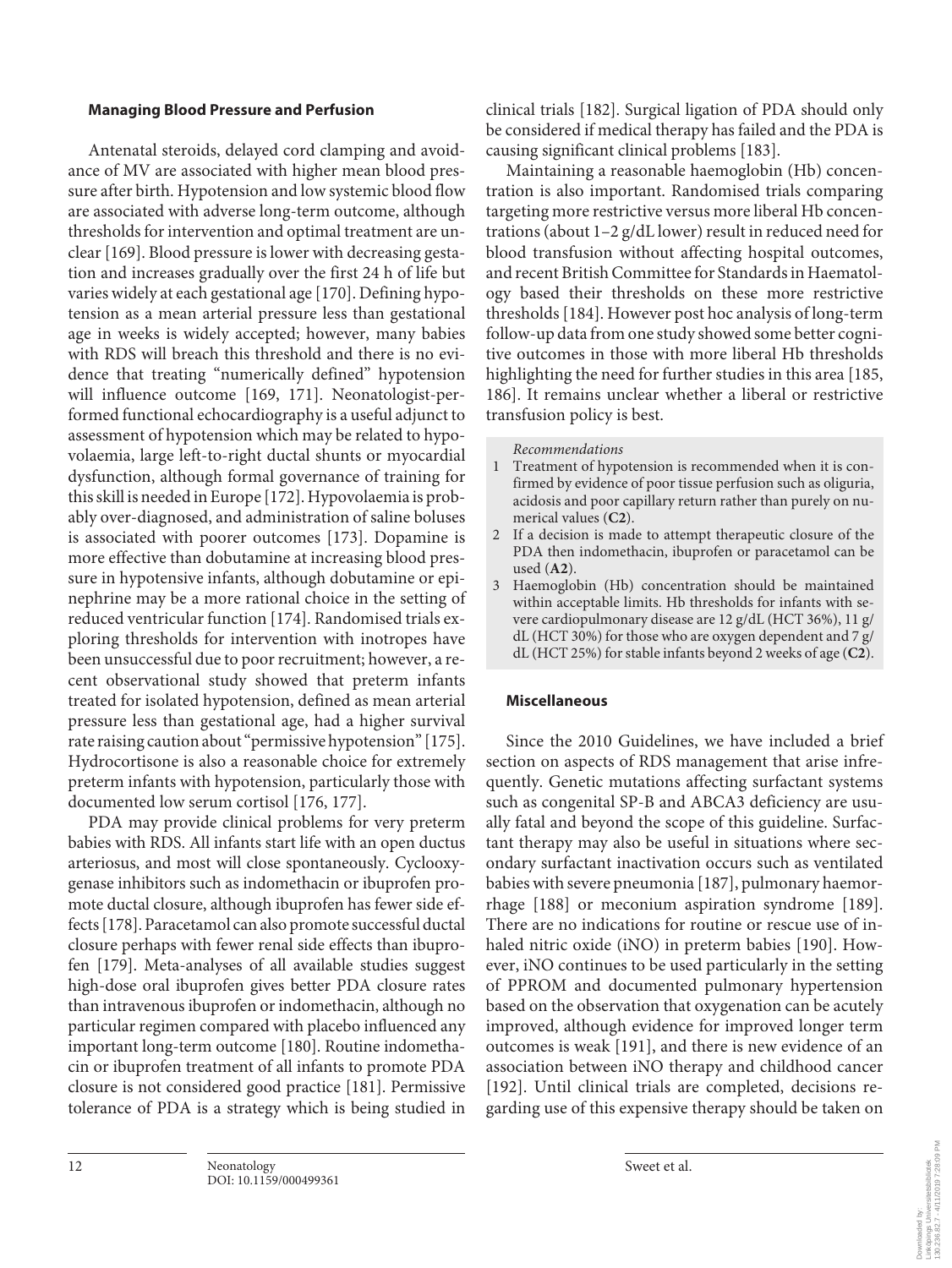### Managing Blood Pressure and Perfusion

Antenatal steroids, delayed cord clamping and avoidance of MV are associated with higher mean blood pressure after birth. Hypotension and low systemic blood flow are associated with adverse long-term outcome, although thresholds for intervention and optimal treatment are unclear [169]. Blood pressure is lower with decreasing gestation and increases gradually over the first 24 h of life but varies widely at each gestational age [170]. Defining hypotension as a mean arterial pressure less than gestational age in weeks is widely accepted; however, many babies with RDS will breach this threshold and there is no evidence that treating "numerically defined" hypotension will influence outcome [169, 171]. Neonatologist-performed functional echocardiography is a useful adjunct to assessment of hypotension which may be related to hypovolaemia, large left-to-right ductal shunts or myocardial dysfunction, although formal governance of training for this skill is needed in Europe [172]. Hypovolaemia is probably over-diagnosed, and administration of saline boluses is associated with poorer outcomes [173]. Dopamine is more effective than dobutamine at increasing blood pressure in hypotensive infants, although dobutamine or epinephrine may be a more rational choice in the setting of reduced ventricular function [174]. Randomised trials exploring thresholds for intervention with inotropes have been unsuccessful due to poor recruitment; however, a recent observational study showed that preterm infants treated for isolated hypotension, defined as mean arterial pressure less than gestational age, had a higher survival rate raising caution about "permissive hypotension" [175]. Hydrocortisone is also a reasonable choice for extremely preterm infants with hypotension, particularly those with documented low serum cortisol [176, 177].

PDA may provide clinical problems for very preterm babies with RDS. All infants start life with an open ductus arteriosus, and most will close spontaneously. Cyclooxygenase inhibitors such as indomethacin or ibuprofen promote ductal closure, although ibuprofen has fewer side effects [178]. Paracetamol can also promote successful ductal closure perhaps with fewer renal side effects than ibuprofen [179]. Meta-analyses of all available studies suggest high-dose oral ibuprofen gives better PDA closure rates than intravenous ibuprofen or indomethacin, although no particular regimen compared with placebo influenced any important long-term outcome [180]. Routine indomethacin or ibuprofen treatment of all infants to promote PDA closure is not considered good practice [181]. Permissive tolerance of PDA is a strategy which is being studied in clinical trials [182]. Surgical ligation of PDA should only be considered if medical therapy has failed and the PDA is causing significant clinical problems [183].

Maintaining a reasonable haemoglobin (Hb) concentration is also important. Randomised trials comparing targeting more restrictive versus more liberal Hb concentrations (about 1–2 g/dL lower) result in reduced need for blood transfusion without affecting hospital outcomes, and recent British Committee for Standards in Haematology based their thresholds on these more restrictive thresholds [184]. However post hoc analysis of long-term follow-up data from one study showed some better cognitive outcomes in those with more liberal Hb thresholds highlighting the need for further studies in this area [185, 186]. It remains unclear whether a liberal or restrictive transfusion policy is best.

*Recommendations*

1. Treatment of hypotension is recommended when it is confirmed by evidence of poor tissue perfusion such as oliguria, acidosis and poor capillary return rather than purely on numerical values (**C2**).
2. If a decision is made to attempt therapeutic closure of the PDA then indomethacin, ibuprofen or paracetamol can be used (**A2**).
3. Haemoglobin (Hb) concentration should be maintained within acceptable limits. Hb thresholds for infants with severe cardiopulmonary disease are 12 g/dL (HCT 36%), 11 g/dL (HCT 30%) for those who are oxygen dependent and 7 g/dL (HCT 25%) for stable infants beyond 2 weeks of age (**C2**).

### Miscellaneous

Since the 2010 Guidelines, we have included a brief section on aspects of RDS management that arise infrequently. Genetic mutations affecting surfactant systems such as congenital SP-B and ABCA3 deficiency are usually fatal and beyond the scope of this guideline. Surfactant therapy may also be useful in situations where secondary surfactant inactivation occurs such as ventilated babies with severe pneumonia [187], pulmonary haemorrhage [188] or meconium aspiration syndrome [189]. There are no indications for routine or rescue use of inhaled nitric oxide (iNO) in preterm babies [190]. However, iNO continues to be used particularly in the setting of PPROM and documented pulmonary hypertension based on the observation that oxygenation can be acutely improved, although evidence for improved longer term outcomes is weak [191], and there is new evidence of an association between iNO therapy and childhood cancer [192]. Until clinical trials are completed, decisions regarding use of this expensive therapy should be taken on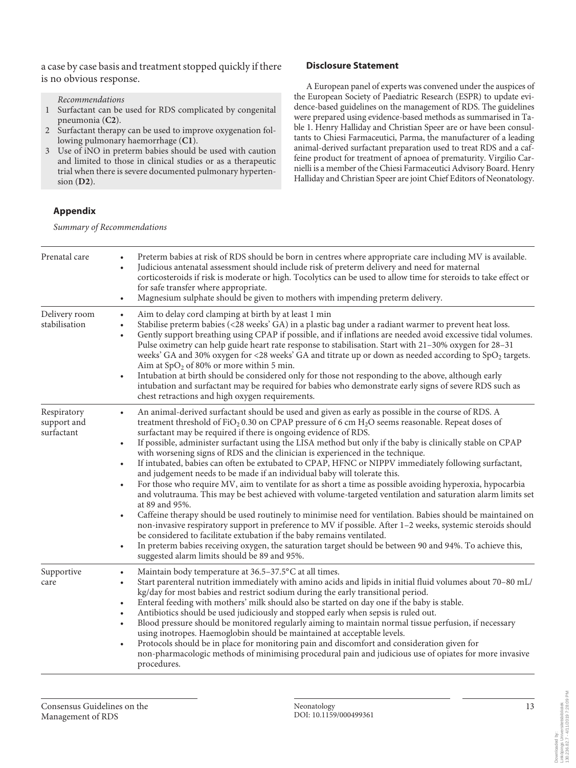a case by case basis and treatment stopped quickly if there is no obvious response.

*Recommendations*

1. Surfactant can be used for RDS complicated by congenital pneumonia (**C2**).
2. Surfactant therapy can be used to improve oxygenation following pulmonary haemorrhage (**C1**).
3. Use of iNO in preterm babies should be used with caution and limited to those in clinical studies or as a therapeutic trial when there is severe documented pulmonary hypertension (**D2**).

### Disclosure Statement

A European panel of experts was convened under the auspices of the European Society of Paediatric Research (ESPR) to update evidence-based guidelines on the management of RDS. The guidelines were prepared using evidence-based methods as summarised in Table 1. Henry Halliday and Christian Speer are or have been consultants to Chiesi Farmaceutici, Parma, the manufacturer of a leading animal-derived surfactant preparation used to treat RDS and a caffeine product for treatment of apnoea of prematurity. Virgilio Carnielli is a member of the Chiesi Farmaceutici Advisory Board. Henry Halliday and Christian Speer are joint Chief Editors of Neonatology.

## Appendix

*Summary of Recommendations*

| | |
|---|---|
| Prenatal care | • Preterm babies at risk of RDS should be born in centres where appropriate care including MV is available.<br>• Judicious antenatal assessment should include risk of preterm delivery and need for maternal corticosteroids if risk is moderate or high. Tocolytics can be used to allow time for steroids to take effect or for safe transfer where appropriate.<br>• Magnesium sulphate should be given to mothers with impending preterm delivery. |
| Delivery room stabilisation | • Aim to delay cord clamping at birth by at least 1 min<br>• Stabilise preterm babies (<28 weeks' GA) in a plastic bag under a radiant warmer to prevent heat loss.<br>• Gently support breathing using CPAP if possible, and if inflations are needed avoid excessive tidal volumes. Pulse oximetry can help guide heart rate response to stabilisation. Start with 21–30% oxygen for 28–31 weeks' GA and 30% oxygen for <28 weeks' GA and titrate up or down as needed according to $SpO_2$ targets. Aim at $SpO_2$ of 80% or more within 5 min.<br>• Intubation at birth should be considered only for those not responding to the above, although early intubation and surfactant may be required for babies who demonstrate early signs of severe RDS such as chest retractions and high oxygen requirements. |
| Respiratory support and surfactant | • An animal-derived surfactant should be used and given as early as possible in the course of RDS. A treatment threshold of $FiO_2$ 0.30 on CPAP pressure of 6 cm $H_2O$ seems reasonable. Repeat doses of surfactant may be required if there is ongoing evidence of RDS.<br>• If possible, administer surfactant using the LISA method but only if the baby is clinically stable on CPAP with worsening signs of RDS and the clinician is experienced in the technique.<br>• If intubated, babies can often be extubated to CPAP, HFNC or NIPPV immediately following surfactant, and judgement needs to be made if an individual baby will tolerate this.<br>• For those who require MV, aim to ventilate for as short a time as possible avoiding hyperoxia, hypocarbia and volutrauma. This may be best achieved with volume-targeted ventilation and saturation alarm limits set at 89 and 95%.<br>• Caffeine therapy should be used routinely to minimise need for ventilation. Babies should be maintained on non-invasive respiratory support in preference to MV if possible. After 1–2 weeks, systemic steroids should be considered to facilitate extubation if the baby remains ventilated.<br>• In preterm babies receiving oxygen, the saturation target should be between 90 and 94%. To achieve this, suggested alarm limits should be 89 and 95%. |
| Supportive care | • Maintain body temperature at 36.5–37.5°C at all times.<br>• Start parenteral nutrition immediately with amino acids and lipids in initial fluid volumes about 70–80 mL/kg/day for most babies and restrict sodium during the early transitional period.<br>• Enteral feeding with mothers' milk should also be started on day one if the baby is stable.<br>• Antibiotics should be used judiciously and stopped early when sepsis is ruled out.<br>• Blood pressure should be monitored regularly aiming to maintain normal tissue perfusion, if necessary using inotropes. Haemoglobin should be maintained at acceptable levels.<br>• Protocols should be in place for monitoring pain and discomfort and consideration given for non-pharmacologic methods of minimising procedural pain and judicious use of opiates for more invasive procedures. |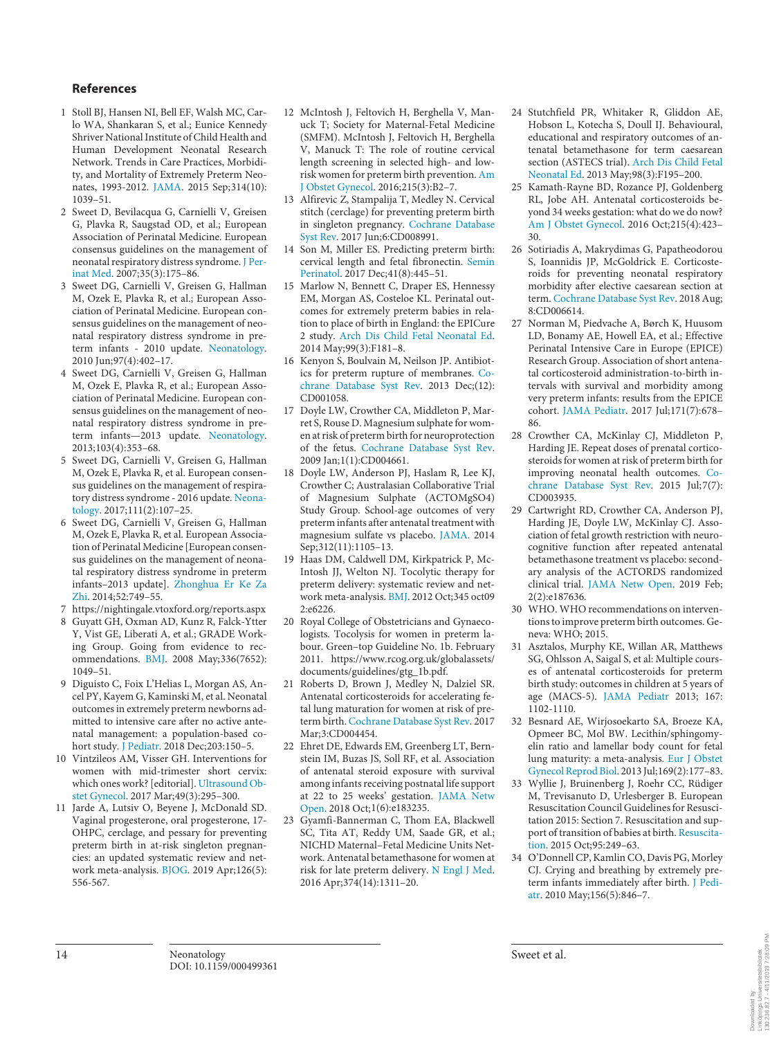## References

1. Stoll BJ, Hansen NI, Bell EF, Walsh MC, Carlo WA, Shankaran S, et al.; Eunice Kennedy Shriver National Institute of Child Health and Human Development Neonatal Research Network. Trends in Care Practices, Morbidity, and Mortality of Extremely Preterm Neonates, 1993-2012. JAMA. 2015 Sep;314(10):1039–51.
2. Sweet D, Bevilacqua G, Carnielli V, Greisen G, Plavka R, Saugstad OD, et al.; European Association of Perinatal Medicine. European consensus guidelines on the management of neonatal respiratory distress syndrome. J Perinat Med. 2007;35(3):175–86.
3. Sweet DG, Carnielli V, Greisen G, Hallman M, Ozek E, Plavka R, et al.; European Association of Perinatal Medicine. European consensus guidelines on the management of neonatal respiratory distress syndrome in preterm infants - 2010 update. Neonatology. 2010 Jun;97(4):402–17.
4. Sweet DG, Carnielli V, Greisen G, Hallman M, Ozek E, Plavka R, et al.; European Association of Perinatal Medicine. European consensus guidelines on the management of neonatal respiratory distress syndrome in preterm infants—2013 update. Neonatology. 2013;103(4):353–68.
5. Sweet DG, Carnielli V, Greisen G, Hallman M, Ozek E, Plavka R, et al. European consensus guidelines on the management of respiratory distress syndrome - 2016 update. Neonatology. 2017;111(2):107–25.
6. Sweet DG, Carnielli V, Greisen G, Hallman M, Ozek E, Plavka R, et al. European Association of Perinatal Medicine [European consensus guidelines on the management of neonatal respiratory distress syndrome in preterm infants–2013 update]. Zhonghua Er Ke Za Zhi. 2014;52:749–55.
7. https://nightingale.vtoxford.org/reports.aspx
8. Guyatt GH, Oxman AD, Kunz R, Falck-Ytter Y, Vist GE, Liberati A, et al.; GRADE Working Group. Going from evidence to recommendations. BMJ. 2008 May;336(7652):1049–51.
9. Diguisto C, Foix L'Helias L, Morgan AS, Ancel PY, Kayem G, Kaminski M, et al. Neonatal outcomes in extremely preterm newborns admitted to intensive care after no active antenatal management: a population-based cohort study. J Pediatr. 2018 Dec;203:150–5.
10. Vintzileos AM, Visser GH. Interventions for women with mid-trimester short cervix: which ones work? [editorial]. Ultrasound Obstet Gynecol. 2017 Mar;49(3):295–300.
11. Jarde A, Lutsiv O, Beyene J, McDonald SD. Vaginal progesterone, oral progesterone, 17-OHPC, cerclage, and pessary for preventing preterm birth in at-risk singleton pregnancies: an updated systematic review and network meta-analysis. BJOG. 2019 Apr;126(5):556-567.
12. McIntosh J, Feltovich H, Berghella V, Manuck T; Society for Maternal-Fetal Medicine (SMFM). McIntosh J, Feltovich H, Berghella V, Manuck T: The role of routine cervical length screening in selected high- and low-risk women for preterm birth prevention. Am J Obstet Gynecol. 2016;215(3):B2–7.
13. Alfirevic Z, Stampalija T, Medley N. Cervical stitch (cerclage) for preventing preterm birth in singleton pregnancy. Cochrane Database Syst Rev. 2017 Jun;6:CD008991.
14. Son M, Miller ES. Predicting preterm birth: cervical length and fetal fibronectin. Semin Perinatol. 2017 Dec;41(8):445–51.
15. Marlow N, Bennett C, Draper ES, Hennessy EM, Morgan AS, Costeloe KL. Perinatal outcomes for extremely preterm babies in relation to place of birth in England: the EPICure 2 study. Arch Dis Child Fetal Neonatal Ed. 2014 May;99(3):F181–8.
16. Kenyon S, Boulvain M, Neilson JP. Antibiotics for preterm rupture of membranes. Cochrane Database Syst Rev. 2013 Dec;(12):CD001058.
17. Doyle LW, Crowther CA, Middleton P, Marret S, Rouse D. Magnesium sulphate for women at risk of preterm birth for neuroprotection of the fetus. Cochrane Database Syst Rev. 2009 Jan;1(1):CD004661.
18. Doyle LW, Anderson PJ, Haslam R, Lee KJ, Crowther C; Australasian Collaborative Trial of Magnesium Sulphate (ACTOMgSO4) Study Group. School-age outcomes of very preterm infants after antenatal treatment with magnesium sulfate vs placebo. JAMA. 2014 Sep;312(11):1105–13.
19. Haas DM, Caldwell DM, Kirkpatrick P, McIntosh JJ, Welton NJ. Tocolytic therapy for preterm delivery: systematic review and network meta-analysis. BMJ. 2012 Oct;345 oct09 2:e6226.
20. Royal College of Obstetricians and Gynaecologists. Tocolysis for women in preterm labour. Green–top Guideline No. 1b. February 2011. https://www.rcog.org.uk/globalassets/documents/guidelines/gtg_1b.pdf.
21. Roberts D, Brown J, Medley N, Dalziel SR. Antenatal corticosteroids for accelerating fetal lung maturation for women at risk of preterm birth. Cochrane Database Syst Rev. 2017 Mar;3:CD004454.
22. Ehret DE, Edwards EM, Greenberg LT, Bernstein IM, Buzas JS, Soll RF, et al. Association of antenatal steroid exposure with survival among infants receiving postnatal life support at 22 to 25 weeks' gestation. JAMA Netw Open. 2018 Oct;1(6):e183235.
23. Gyamfi-Bannerman C, Thom EA, Blackwell SC, Tita AT, Reddy UM, Saade GR, et al.; NICHD Maternal–Fetal Medicine Units Network. Antenatal betamethasone for women at risk for late preterm delivery. N Engl J Med. 2016 Apr;374(14):1311–20.
24. Stutchfield PR, Whitaker R, Gliddon AE, Hobson L, Kotecha S, Doull IJ. Behavioural, educational and respiratory outcomes of antenatal betamethasone for term caesarean section (ASTECS trial). Arch Dis Child Fetal Neonatal Ed. 2013 May;98(3):F195–200.
25. Kamath-Rayne BD, Rozance PJ, Goldenberg RL, Jobe AH. Antenatal corticosteroids beyond 34 weeks gestation: what do we do now? Am J Obstet Gynecol. 2016 Oct;215(4):423–30.
26. Sotiriadis A, Makrydimas G, Papatheodorou S, Ioannidis JP, McGoldrick E. Corticosteroids for preventing neonatal respiratory morbidity after elective caesarean section at term. Cochrane Database Syst Rev. 2018 Aug;8:CD006614.
27. Norman M, Piedvache A, Børch K, Huusom LD, Bonamy AE, Howell EA, et al.; Effective Perinatal Intensive Care in Europe (EPICE) Research Group. Association of short antenatal corticosteroid administration-to-birth intervals with survival and morbidity among very preterm infants: results from the EPICE cohort. JAMA Pediatr. 2017 Jul;171(7):678–86.
28. Crowther CA, McKinlay CJ, Middleton P, Harding JE. Repeat doses of prenatal corticosteroids for women at risk of preterm birth for improving neonatal health outcomes. Cochrane Database Syst Rev. 2015 Jul;7(7):CD003935.
29. Cartwright RD, Crowther CA, Anderson PJ, Harding JE, Doyle LW, McKinlay CJ. Association of fetal growth restriction with neurocognitive function after repeated antenatal betamethasone treatment vs placebo: secondary analysis of the ACTORDS randomized clinical trial. JAMA Netw Open. 2019 Feb;2(2):e187636.
30. WHO. WHO recommendations on interventions to improve preterm birth outcomes. Geneva: WHO; 2015.
31. Asztalos, Murphy KE, Willan AR, Matthews SG, Ohlsson A, Saigal S, et al: Multiple courses of antenatal corticosteroids for preterm birth study: outcomes in children at 5 years of age (MACS-5). JAMA Pediatr 2013; 167: 1102-1110.
32. Besnard AE, Wirjosoekarto SA, Broeze KA, Opmeer BC, Mol BW. Lecithin/sphingomyelin ratio and lamellar body count for fetal lung maturity: a meta-analysis. Eur J Obstet Gynecol Reprod Biol. 2013 Jul;169(2):177–83.
33. Wyllie J, Bruinenberg J, Roehr CC, Rüdiger M, Trevisanuto D, Urlesberger B. European Resuscitation Council Guidelines for Resuscitation 2015: Section 7. Resuscitation and support of transition of babies at birth. Resuscitation. 2015 Oct;95:249–63.
34. O'Donnell CP, Kamlin CO, Davis PG, Morley CJ. Crying and breathing by extremely preterm infants immediately after birth. J Pediatr. 2010 May;156(5):846–7.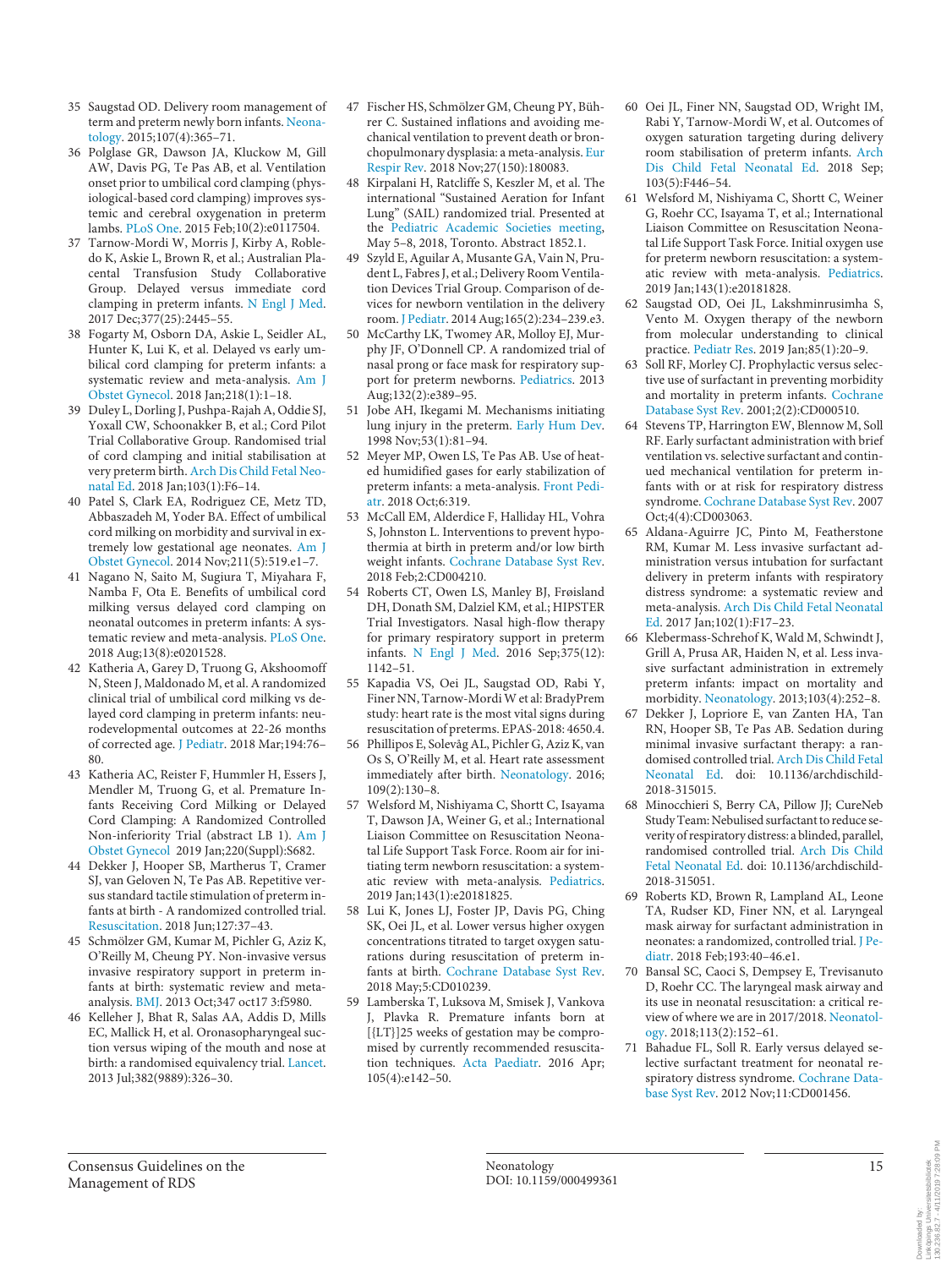35 Saugstad OD. Delivery room management of term and preterm newly born infants. Neonatology. 2015;107(4):365–71.

36 Polglase GR, Dawson JA, Kluckow M, Gill AW, Davis PG, Te Pas AB, et al. Ventilation onset prior to umbilical cord clamping (physiological-based cord clamping) improves systemic and cerebral oxygenation in preterm lambs. PLoS One. 2015 Feb;10(2):e0117504.

37 Tarnow-Mordi W, Morris J, Kirby A, Robledo K, Askie L, Brown R, et al.; Australian Placental Transfusion Study Collaborative Group. Delayed versus immediate cord clamping in preterm infants. N Engl J Med. 2017 Dec;377(25):2445–55.

38 Fogarty M, Osborn DA, Askie L, Seidler AL, Hunter K, Lui K, et al. Delayed vs early umbilical cord clamping for preterm infants: a systematic review and meta-analysis. Am J Obstet Gynecol. 2018 Jan;218(1):1–18.

39 Duley L, Dorling J, Pushpa-Rajah A, Oddie SJ, Yoxall CW, Schoonakker B, et al.; Cord Pilot Trial Collaborative Group. Randomised trial of cord clamping and initial stabilisation at very preterm birth. Arch Dis Child Fetal Neonatal Ed. 2018 Jan;103(1):F6–14.

40 Patel S, Clark EA, Rodriguez CE, Metz TD, Abbaszadeh M, Yoder BA. Effect of umbilical cord milking on morbidity and survival in extremely low gestational age neonates. Am J Obstet Gynecol. 2014 Nov;211(5):519.e1–7.

41 Nagano N, Saito M, Sugiura T, Miyahara F, Namba F, Ota E. Benefits of umbilical cord milking versus delayed cord clamping on neonatal outcomes in preterm infants: A systematic review and meta-analysis. PLoS One. 2018 Aug;13(8):e0201528.

42 Katheria A, Garey D, Truong G, Akshoomoff N, Steen J, Maldonado M, et al. A randomized clinical trial of umbilical cord milking vs delayed cord clamping in preterm infants: neurodevelopmental outcomes at 22-26 months of corrected age. J Pediatr. 2018 Mar;194:76–80.

43 Katheria AC, Reister F, Hummler H, Essers J, Mendler M, Truong G, et al. Premature Infants Receiving Cord Milking or Delayed Cord Clamping: A Randomized Controlled Non-inferiority Trial (abstract LB 1). Am J Obstet Gynecol 2019 Jan;220(Suppl):S682.

44 Dekker J, Hooper SB, Martherus T, Cramer SJ, van Geloven N, Te Pas AB. Repetitive versus standard tactile stimulation of preterm infants at birth - A randomized controlled trial. Resuscitation. 2018 Jun;127:37–43.

45 Schmölzer GM, Kumar M, Pichler G, Aziz K, O'Reilly M, Cheung PY. Non-invasive versus invasive respiratory support in preterm infants at birth: systematic review and meta-analysis. BMJ. 2013 Oct;347 oct17 3:f5980.

46 Kelleher J, Bhat R, Salas AA, Addis D, Mills EC, Mallick H, et al. Oronasopharyngeal suction versus wiping of the mouth and nose at birth: a randomised equivalency trial. Lancet. 2013 Jul;382(9889):326–30.

47 Fischer HS, Schmölzer GM, Cheung PY, Bührer C. Sustained inflations and avoiding mechanical ventilation to prevent death or bronchopulmonary dysplasia: a meta-analysis. Eur Respir Rev. 2018 Nov;27(150):180083.

48 Kirpalani H, Ratcliffe S, Keszler M, et al. The international "Sustained Aeration for Infant Lung" (SAIL) randomized trial. Presented at the Pediatric Academic Societies meeting, May 5–8, 2018, Toronto. Abstract 1852.1.

49 Szyld E, Aguilar A, Musante GA, Vain N, Prudent L, Fabres J, et al.; Delivery Room Ventilation Devices Trial Group. Comparison of devices for newborn ventilation in the delivery room. J Pediatr. 2014 Aug;165(2):234–239.e3.

50 McCarthy LK, Twomey AR, Molloy EJ, Murphy JF, O'Donnell CP. A randomized trial of nasal prong or face mask for respiratory support for preterm newborns. Pediatrics. 2013 Aug;132(2):e389–95.

51 Jobe AH, Ikegami M. Mechanisms initiating lung injury in the preterm. Early Hum Dev. 1998 Nov;53(1):81–94.

52 Meyer MP, Owen LS, Te Pas AB. Use of heated humidified gases for early stabilization of preterm infants: a meta-analysis. Front Pediatr. 2018 Oct;6:319.

53 McCall EM, Alderdice F, Halliday HL, Vohra S, Johnston L. Interventions to prevent hypothermia at birth in preterm and/or low birth weight infants. Cochrane Database Syst Rev. 2018 Feb;2:CD004210.

54 Roberts CT, Owen LS, Manley BJ, Frøisland DH, Donath SM, Dalziel KM, et al.; HIPSTER Trial Investigators. Nasal high-flow therapy for primary respiratory support in preterm infants. N Engl J Med. 2016 Sep;375(12):1142–51.

55 Kapadia VS, Oei JL, Saugstad OD, Rabi Y, Finer NN, Tarnow-Mordi W et al: BradyPrem study: heart rate is the most vital signs during resuscitation of preterms. EPAS-2018: 4650.4.

56 Phillipos E, Solevåg AL, Pichler G, Aziz K, van Os S, O'Reilly M, et al. Heart rate assessment immediately after birth. Neonatology. 2016;109(2):130–8.

57 Welsford M, Nishiyama C, Shortt C, Isayama T, Dawson JA, Weiner G, et al.; International Liaison Committee on Resuscitation Neonatal Life Support Task Force. Room air for initiating term newborn resuscitation: a systematic review with meta-analysis. Pediatrics. 2019 Jan;143(1):e20181825.

58 Lui K, Jones LJ, Foster JP, Davis PG, Ching SK, Oei JL, et al. Lower versus higher oxygen concentrations titrated to target oxygen saturations during resuscitation of preterm infants at birth. Cochrane Database Syst Rev. 2018 May;5:CD010239.

59 Lamberska T, Luksova M, Smisek J, Vankova J, Plavka R. Premature infants born at [{LT}]25 weeks of gestation may be compromised by currently recommended resuscitation techniques. Acta Paediatr. 2016 Apr;105(4):e142–50.

60 Oei JL, Finer NN, Saugstad OD, Wright IM, Rabi Y, Tarnow-Mordi W, et al. Outcomes of oxygen saturation targeting during delivery room stabilisation of preterm infants. Arch Dis Child Fetal Neonatal Ed. 2018 Sep;103(5):F446–54.

61 Welsford M, Nishiyama C, Shortt C, Weiner G, Roehr CC, Isayama T, et al.; International Liaison Committee on Resuscitation Neonatal Life Support Task Force. Initial oxygen use for preterm newborn resuscitation: a systematic review with meta-analysis. Pediatrics. 2019 Jan;143(1):e20181828.

62 Saugstad OD, Oei JL, Lakshminrusimha S, Vento M. Oxygen therapy of the newborn from molecular understanding to clinical practice. Pediatr Res. 2019 Jan;85(1):20–9.

63 Soll RF, Morley CJ. Prophylactic versus selective use of surfactant in preventing morbidity and mortality in preterm infants. Cochrane Database Syst Rev. 2001;2(2):CD000510.

64 Stevens TP, Harrington EW, Blennow M, Soll RF. Early surfactant administration with brief ventilation vs. selective surfactant and continued mechanical ventilation for preterm infants with or at risk for respiratory distress syndrome. Cochrane Database Syst Rev. 2007 Oct;4(4):CD003063.

65 Aldana-Aguirre JC, Pinto M, Featherstone RM, Kumar M. Less invasive surfactant administration versus intubation for surfactant delivery in preterm infants with respiratory distress syndrome: a systematic review and meta-analysis. Arch Dis Child Fetal Neonatal Ed. 2017 Jan;102(1):F17–23.

66 Klebermass-Schrehof K, Wald M, Schwindt J, Grill A, Prusa AR, Haiden N, et al. Less invasive surfactant administration in extremely preterm infants: impact on mortality and morbidity. Neonatology. 2013;103(4):252–8.

67 Dekker J, Lopriore E, van Zanten HA, Tan RN, Hooper SB, Te Pas AB. Sedation during minimal invasive surfactant therapy: a randomised controlled trial. Arch Dis Child Fetal Neonatal Ed. doi: 10.1136/archdischild-2018-315015.

68 Minocchieri S, Berry CA, Pillow JJ; CureNeb Study Team: Nebulised surfactant to reduce severity of respiratory distress: a blinded, parallel, randomised controlled trial. Arch Dis Child Fetal Neonatal Ed. doi: 10.1136/archdischild-2018-315051.

69 Roberts KD, Brown R, Lampland AL, Leone TA, Rudser KD, Finer NN, et al. Laryngeal mask airway for surfactant administration in neonates: a randomized, controlled trial. J Pediatr. 2018 Feb;193:40–46.e1.

70 Bansal SC, Caoci S, Dempsey E, Trevisanuto D, Roehr CC. The laryngeal mask airway and its use in neonatal resuscitation: a critical review of where we are in 2017/2018. Neonatology. 2018;113(2):152–61.

71 Bahadue FL, Soll R. Early versus delayed selective surfactant treatment for neonatal respiratory distress syndrome. Cochrane Database Syst Rev. 2012 Nov;11:CD001456.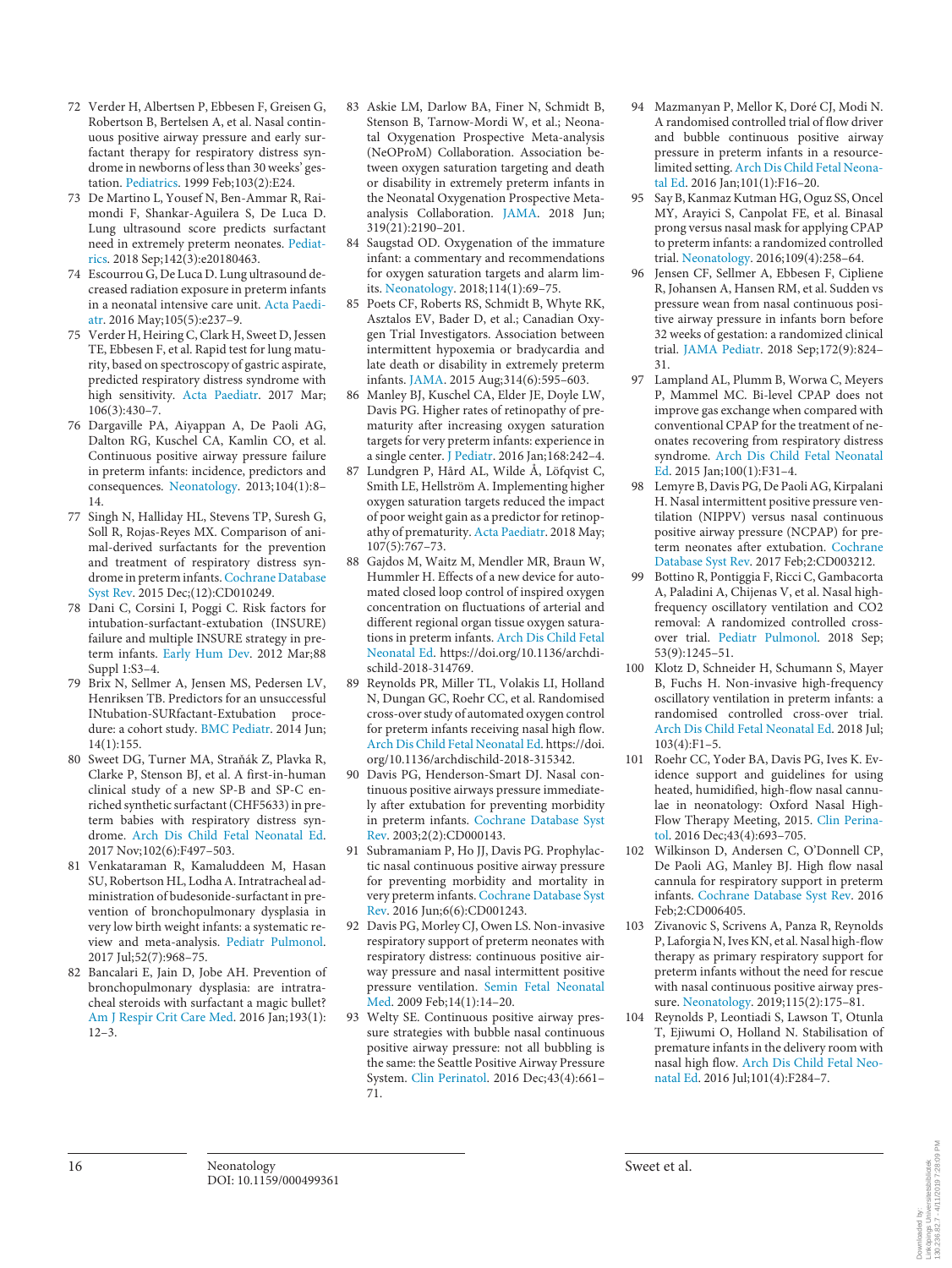72 Verder H, Albertsen P, Ebbesen F, Greisen G, Robertson B, Bertelsen A, et al. Nasal continuous positive airway pressure and early surfactant therapy for respiratory distress syndrome in newborns of less than 30 weeks' gestation. Pediatrics. 1999 Feb;103(2):E24.

73 De Martino L, Yousef N, Ben-Ammar R, Raimondi F, Shankar-Aguilera S, De Luca D. Lung ultrasound score predicts surfactant need in extremely preterm neonates. Pediatrics. 2018 Sep;142(3):e20180463.

74 Escourrou G, De Luca D. Lung ultrasound decreased radiation exposure in preterm infants in a neonatal intensive care unit. Acta Paediatr. 2016 May;105(5):e237–9.

75 Verder H, Heiring C, Clark H, Sweet D, Jessen TE, Ebbesen F, et al. Rapid test for lung maturity, based on spectroscopy of gastric aspirate, predicted respiratory distress syndrome with high sensitivity. Acta Paediatr. 2017 Mar; 106(3):430–7.

76 Dargaville PA, Aiyappan A, De Paoli AG, Dalton RG, Kuschel CA, Kamlin CO, et al. Continuous positive airway pressure failure in preterm infants: incidence, predictors and consequences. Neonatology. 2013;104(1):8–14.

77 Singh N, Halliday HL, Stevens TP, Suresh G, Soll R, Rojas-Reyes MX. Comparison of animal-derived surfactants for the prevention and treatment of respiratory distress syndrome in preterm infants. Cochrane Database Syst Rev. 2015 Dec;(12):CD010249.

78 Dani C, Corsini I, Poggi C. Risk factors for intubation-surfactant-extubation (INSURE) failure and multiple INSURE strategy in preterm infants. Early Hum Dev. 2012 Mar;88 Suppl 1:S3–4.

79 Brix N, Sellmer A, Jensen MS, Pedersen LV, Henriksen TB. Predictors for an unsuccessful INtubation-SURfactant-Extubation procedure: a cohort study. BMC Pediatr. 2014 Jun; 14(1):155.

80 Sweet DG, Turner MA, Straňák Z, Plavka R, Clarke P, Stenson BJ, et al. A first-in-human clinical study of a new SP-B and SP-C enriched synthetic surfactant (CHF5633) in preterm babies with respiratory distress syndrome. Arch Dis Child Fetal Neonatal Ed. 2017 Nov;102(6):F497–503.

81 Venkataraman R, Kamaluddeen M, Hasan SU, Robertson HL, Lodha A. Intratracheal administration of budesonide-surfactant in prevention of bronchopulmonary dysplasia in very low birth weight infants: a systematic review and meta-analysis. Pediatr Pulmonol. 2017 Jul;52(7):968–75.

82 Bancalari E, Jain D, Jobe AH. Prevention of bronchopulmonary dysplasia: are intratracheal steroids with surfactant a magic bullet? Am J Respir Crit Care Med. 2016 Jan;193(1): 12–3.

83 Askie LM, Darlow BA, Finer N, Schmidt B, Stenson B, Tarnow-Mordi W, et al.; Neonatal Oxygenation Prospective Meta-analysis (NeOProM) Collaboration. Association between oxygen saturation targeting and death or disability in extremely preterm infants in the Neonatal Oxygenation Prospective Meta-analysis Collaboration. JAMA. 2018 Jun; 319(21):2190–201.

84 Saugstad OD. Oxygenation of the immature infant: a commentary and recommendations for oxygen saturation targets and alarm limits. Neonatology. 2018;114(1):69–75.

85 Poets CF, Roberts RS, Schmidt B, Whyte RK, Asztalos EV, Bader D, et al.; Canadian Oxygen Trial Investigators. Association between intermittent hypoxemia or bradycardia and late death or disability in extremely preterm infants. JAMA. 2015 Aug;314(6):595–603.

86 Manley BJ, Kuschel CA, Elder JE, Doyle LW, Davis PG. Higher rates of retinopathy of prematurity after increasing oxygen saturation targets for very preterm infants: experience in a single center. J Pediatr. 2016 Jan;168:242–4.

87 Lundgren P, Hård AL, Wilde Å, Löfqvist C, Smith LE, Hellström A. Implementing higher oxygen saturation targets reduced the impact of poor weight gain as a predictor for retinopathy of prematurity. Acta Paediatr. 2018 May; 107(5):767–73.

88 Gajdos M, Waitz M, Mendler MR, Braun W, Hummler H. Effects of a new device for automated closed loop control of inspired oxygen concentration on fluctuations of arterial and different regional organ tissue oxygen saturations in preterm infants. Arch Dis Child Fetal Neonatal Ed. https://doi.org/10.1136/archdischild-2018-314769.

89 Reynolds PR, Miller TL, Volakis LI, Holland N, Dungan GC, Roehr CC, et al. Randomised cross-over study of automated oxygen control for preterm infants receiving nasal high flow. Arch Dis Child Fetal Neonatal Ed. https://doi.org/10.1136/archdischild-2018-315342.

90 Davis PG, Henderson-Smart DJ. Nasal continuous positive airways pressure immediately after extubation for preventing morbidity in preterm infants. Cochrane Database Syst Rev. 2003;2(2):CD000143.

91 Subramaniam P, Ho JJ, Davis PG. Prophylactic nasal continuous positive airway pressure for preventing morbidity and mortality in very preterm infants. Cochrane Database Syst Rev. 2016 Jun;6(6):CD001243.

92 Davis PG, Morley CJ, Owen LS. Non-invasive respiratory support of preterm neonates with respiratory distress: continuous positive airway pressure and nasal intermittent positive pressure ventilation. Semin Fetal Neonatal Med. 2009 Feb;14(1):14–20.

93 Welty SE. Continuous positive airway pressure strategies with bubble nasal continuous positive airway pressure: not all bubbling is the same: the Seattle Positive Airway Pressure System. Clin Perinatol. 2016 Dec;43(4):661–71.

94 Mazmanyan P, Mellor K, Doré CJ, Modi N. A randomised controlled trial of flow driver and bubble continuous positive airway pressure in preterm infants in a resource-limited setting. Arch Dis Child Fetal Neonatal Ed. 2016 Jan;101(1):F16–20.

95 Say B, Kanmaz Kutman HG, Oguz SS, Oncel MY, Arayici S, Canpolat FE, et al. Binasal prong versus nasal mask for applying CPAP to preterm infants: a randomized controlled trial. Neonatology. 2016;109(4):258–64.

96 Jensen CF, Sellmer A, Ebbesen F, Cipliene R, Johansen A, Hansen RM, et al. Sudden vs pressure wean from nasal continuous positive airway pressure in infants born before 32 weeks of gestation: a randomized clinical trial. JAMA Pediatr. 2018 Sep;172(9):824–31.

97 Lampland AL, Plumm B, Worwa C, Meyers P, Mammel MC. Bi-level CPAP does not improve gas exchange when compared with conventional CPAP for the treatment of neonates recovering from respiratory distress syndrome. Arch Dis Child Fetal Neonatal Ed. 2015 Jan;100(1):F31–4.

98 Lemyre B, Davis PG, De Paoli AG, Kirpalani H. Nasal intermittent positive pressure ventilation (NIPPV) versus nasal continuous positive airway pressure (NCPAP) for preterm neonates after extubation. Cochrane Database Syst Rev. 2017 Feb;2:CD003212.

99 Bottino R, Pontiggia F, Ricci C, Gambacorta A, Paladini A, Chijenas V, et al. Nasal high-frequency oscillatory ventilation and CO2 removal: A randomized controlled crossover trial. Pediatr Pulmonol. 2018 Sep; 53(9):1245–51.

100 Klotz D, Schneider H, Schumann S, Mayer B, Fuchs H. Non-invasive high-frequency oscillatory ventilation in preterm infants: a randomised controlled cross-over trial. Arch Dis Child Fetal Neonatal Ed. 2018 Jul; 103(4):F1–5.

101 Roehr CC, Yoder BA, Davis PG, Ives K. Evidence support and guidelines for using heated, humidified, high-flow nasal cannulae in neonatology: Oxford Nasal High-Flow Therapy Meeting, 2015. Clin Perinatol. 2016 Dec;43(4):693–705.

102 Wilkinson D, Andersen C, O'Donnell CP, De Paoli AG, Manley BJ. High flow nasal cannula for respiratory support in preterm infants. Cochrane Database Syst Rev. 2016 Feb;2:CD006405.

103 Zivanovic S, Scrivens A, Panza R, Reynolds P, Laforgia N, Ives KN, et al. Nasal high-flow therapy as primary respiratory support for preterm infants without the need for rescue with nasal continuous positive airway pressure. Neonatology. 2019;115(2):175–81.

104 Reynolds P, Leontiadi S, Lawson T, Otunla T, Ejiwumi O, Holland N. Stabilisation of premature infants in the delivery room with nasal high flow. Arch Dis Child Fetal Neonatal Ed. 2016 Jul;101(4):F284–7.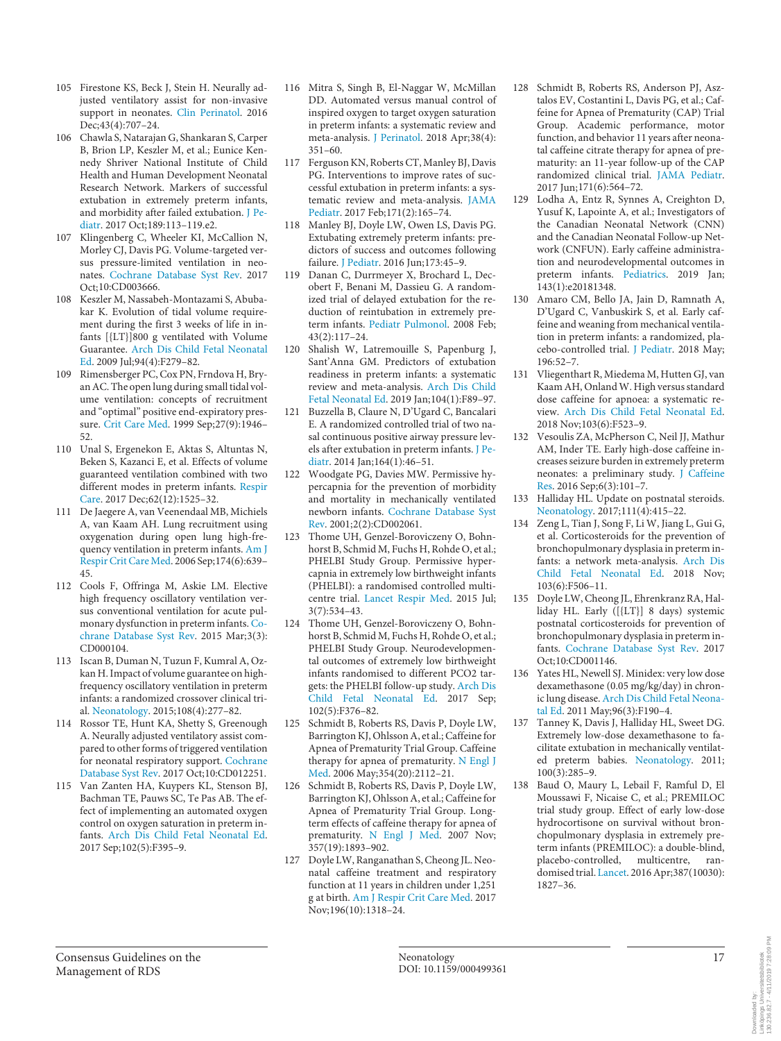105 Firestone KS, Beck J, Stein H. Neurally adjusted ventilatory assist for non-invasive support in neonates. Clin Perinatol. 2016 Dec;43(4):707–24.

106 Chawla S, Natarajan G, Shankaran S, Carper B, Brion LP, Keszler M, et al.; Eunice Kennedy Shriver National Institute of Child Health and Human Development Neonatal Research Network. Markers of successful extubation in extremely preterm infants, and morbidity after failed extubation. J Pediatr. 2017 Oct;189:113–119.e2.

107 Klingenberg C, Wheeler KI, McCallion N, Morley CJ, Davis PG. Volume-targeted versus pressure-limited ventilation in neonates. Cochrane Database Syst Rev. 2017 Oct;10:CD003666.

108 Keszler M, Nassabeh-Montazami S, Abubakar K. Evolution of tidal volume requirement during the first 3 weeks of life in infants [{LT}]800 g ventilated with Volume Guarantee. Arch Dis Child Fetal Neonatal Ed. 2009 Jul;94(4):F279–82.

109 Rimensberger PC, Cox PN, Frndova H, Bryan AC. The open lung during small tidal volume ventilation: concepts of recruitment and "optimal" positive end-expiratory pressure. Crit Care Med. 1999 Sep;27(9):1946–52.

110 Unal S, Ergenekon E, Aktas S, Altuntas N, Beken S, Kazanci E, et al. Effects of volume guaranteed ventilation combined with two different modes in preterm infants. Respir Care. 2017 Dec;62(12):1525–32.

111 De Jaegere A, van Veenendaal MB, Michiels A, van Kaam AH. Lung recruitment using oxygenation during open lung high-frequency ventilation in preterm infants. Am J Respir Crit Care Med. 2006 Sep;174(6):639–45.

112 Cools F, Offringa M, Askie LM. Elective high frequency oscillatory ventilation versus conventional ventilation for acute pulmonary dysfunction in preterm infants. Cochrane Database Syst Rev. 2015 Mar;3(3):CD000104.

113 Iscan B, Duman N, Tuzun F, Kumral A, Ozkan H. Impact of volume guarantee on high-frequency oscillatory ventilation in preterm infants: a randomized crossover clinical trial. Neonatology. 2015;108(4):277–82.

114 Rossor TE, Hunt KA, Shetty S, Greenough A. Neurally adjusted ventilatory assist compared to other forms of triggered ventilation for neonatal respiratory support. Cochrane Database Syst Rev. 2017 Oct;10:CD012251.

115 Van Zanten HA, Kuypers KL, Stenson BJ, Bachman TE, Pauws SC, Te Pas AB. The effect of implementing an automated oxygen control on oxygen saturation in preterm infants. Arch Dis Child Fetal Neonatal Ed. 2017 Sep;102(5):F395–9.

116 Mitra S, Singh B, El-Naggar W, McMillan DD. Automated versus manual control of inspired oxygen to target oxygen saturation in preterm infants: a systematic review and meta-analysis. J Perinatol. 2018 Apr;38(4):351–60.

117 Ferguson KN, Roberts CT, Manley BJ, Davis PG. Interventions to improve rates of successful extubation in preterm infants: a systematic review and meta-analysis. JAMA Pediatr. 2017 Feb;171(2):165–74.

118 Manley BJ, Doyle LW, Owen LS, Davis PG. Extubating extremely preterm infants: predictors of success and outcomes following failure. J Pediatr. 2016 Jun;173:45–9.

119 Danan C, Durrmeyer X, Brochard L, Decobert F, Benani M, Dassieu G. A randomized trial of delayed extubation for the reduction of reintubation in extremely preterm infants. Pediatr Pulmonol. 2008 Feb;43(2):117–24.

120 Shalish W, Latremouille S, Papenburg J, Sant'Anna GM. Predictors of extubation readiness in preterm infants: a systematic review and meta-analysis. Arch Dis Child Fetal Neonatal Ed. 2019 Jan;104(1):F89–97.

121 Buzzella B, Claure N, D'Ugard C, Bancalari E. A randomized controlled trial of two nasal continuous positive airway pressure levels after extubation in preterm infants. J Pediatr. 2014 Jan;164(1):46–51.

122 Woodgate PG, Davies MW. Permissive hypercapnia for the prevention of morbidity and mortality in mechanically ventilated newborn infants. Cochrane Database Syst Rev. 2001;2(2):CD002061.

123 Thome UH, Genzel-Boroviczeny O, Bohnhorst B, Schmid M, Fuchs H, Rohde O, et al.; PHELBI Study Group. Permissive hypercapnia in extremely low birthweight infants (PHELBI): a randomised controlled multicentre trial. Lancet Respir Med. 2015 Jul;3(7):534–43.

124 Thome UH, Genzel-Boroviczeny O, Bohnhorst B, Schmid M, Fuchs H, Rohde O, et al.; PHELBI Study Group. Neurodevelopmental outcomes of extremely low birthweight infants randomised to different PCO2 targets: the PHELBI follow-up study. Arch Dis Child Fetal Neonatal Ed. 2017 Sep;102(5):F376–82.

125 Schmidt B, Roberts RS, Davis P, Doyle LW, Barrington KJ, Ohlsson A, et al.; Caffeine for Apnea of Prematurity Trial Group. Caffeine therapy for apnea of prematurity. N Engl J Med. 2006 May;354(20):2112–21.

126 Schmidt B, Roberts RS, Davis P, Doyle LW, Barrington KJ, Ohlsson A, et al.; Caffeine for Apnea of Prematurity Trial Group. Long-term effects of caffeine therapy for apnea of prematurity. N Engl J Med. 2007 Nov;357(19):1893–902.

127 Doyle LW, Ranganathan S, Cheong JL. Neonatal caffeine treatment and respiratory function at 11 years in children under 1,251 g at birth. Am J Respir Crit Care Med. 2017 Nov;196(10):1318–24.

128 Schmidt B, Roberts RS, Anderson PJ, Asztalos EV, Costantini L, Davis PG, et al.; Caffeine for Apnea of Prematurity (CAP) Trial Group. Academic performance, motor function, and behavior 11 years after neonatal caffeine citrate therapy for apnea of prematurity: an 11-year follow-up of the CAP randomized clinical trial. JAMA Pediatr. 2017 Jun;171(6):564–72.

129 Lodha A, Entz R, Synnes A, Creighton D, Yusuf K, Lapointe A, et al.; Investigators of the Canadian Neonatal Network (CNN) and the Canadian Neonatal Follow-up Network (CNFUN). Early caffeine administration and neurodevelopmental outcomes in preterm infants. Pediatrics. 2019 Jan;143(1):e20181348.

130 Amaro CM, Bello JA, Jain D, Ramnath A, D'Ugard C, Vanbuskirk S, et al. Early caffeine and weaning from mechanical ventilation in preterm infants: a randomized, placebo-controlled trial. J Pediatr. 2018 May;196:52–7.

131 Vliegenthart R, Miedema M, Hutten GJ, van Kaam AH, Onland W. High versus standard dose caffeine for apnoea: a systematic review. Arch Dis Child Fetal Neonatal Ed. 2018 Nov;103(6):F523–9.

132 Vesoulis ZA, McPherson C, Neil JJ, Mathur AM, Inder TE. Early high-dose caffeine increases seizure burden in extremely preterm neonates: a preliminary study. J Caffeine Res. 2016 Sep;6(3):101–7.

133 Halliday HL. Update on postnatal steroids. Neonatology. 2017;111(4):415–22.

134 Zeng L, Tian J, Song F, Li W, Jiang L, Gui G, et al. Corticosteroids for the prevention of bronchopulmonary dysplasia in preterm infants: a network meta-analysis. Arch Dis Child Fetal Neonatal Ed. 2018 Nov;103(6):F506–11.

135 Doyle LW, Cheong JL, Ehrenkranz RA, Halliday HL. Early ([{LT}] 8 days) systemic postnatal corticosteroids for prevention of bronchopulmonary dysplasia in preterm infants. Cochrane Database Syst Rev. 2017 Oct;10:CD001146.

136 Yates HL, Newell SJ. Minidex: very low dose dexamethasone (0.05 mg/kg/day) in chronic lung disease. Arch Dis Child Fetal Neonatal Ed. 2011 May;96(3):F190–4.

137 Tanney K, Davis J, Halliday HL, Sweet DG. Extremely low-dose dexamethasone to facilitate extubation in mechanically ventilated preterm babies. Neonatology. 2011;100(3):285–9.

138 Baud O, Maury L, Lebail F, Ramful D, El Moussawi F, Nicaise C, et al.; PREMILOC trial study group. Effect of early low-dose hydrocortisone on survival without bronchopulmonary dysplasia in extremely preterm infants (PREMILOC): a double-blind, placebo-controlled, multicentre, randomised trial. Lancet. 2016 Apr;387(10030):1827–36.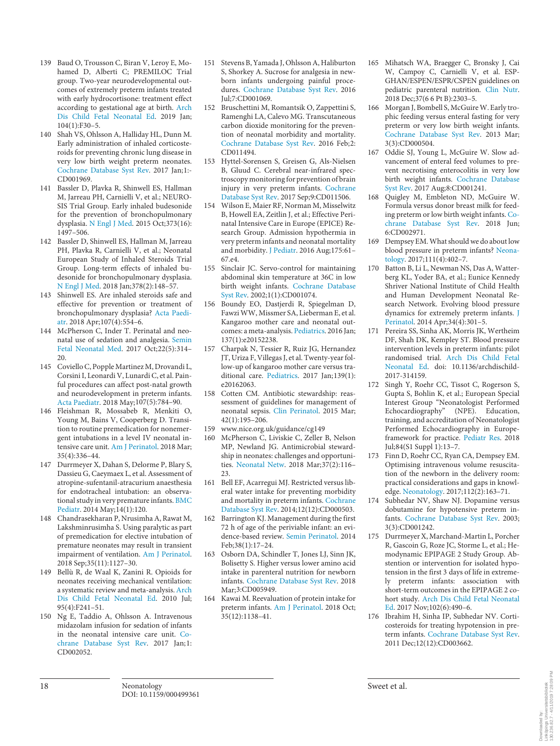139 Baud O, Trousson C, Biran V, Leroy E, Mohamed D, Alberti C; PREMILOC Trial group. Two-year neurodevelopmental outcomes of extremely preterm infants treated with early hydrocortisone: treatment effect according to gestational age at birth. Arch Dis Child Fetal Neonatal Ed. 2019 Jan; 104(1):F30–5.

140 Shah VS, Ohlsson A, Halliday HL, Dunn M. Early administration of inhaled corticosteroids for preventing chronic lung disease in very low birth weight preterm neonates. Cochrane Database Syst Rev. 2017 Jan;1:CD001969.

141 Bassler D, Plavka R, Shinwell ES, Hallman M, Jarreau PH, Carnielli V, et al.; NEUROSIS Trial Group. Early inhaled budesonide for the prevention of bronchopulmonary dysplasia. N Engl J Med. 2015 Oct;373(16):1497–506.

142 Bassler D, Shinwell ES, Hallman M, Jarreau PH, Plavka R, Carnielli V, et al.; Neonatal European Study of Inhaled Steroids Trial Group. Long-term effects of inhaled budesonide for bronchopulmonary dysplasia. N Engl J Med. 2018 Jan;378(2):148–57.

143 Shinwell ES. Are inhaled steroids safe and effective for prevention or treatment of bronchopulmonary dysplasia? Acta Paediatr. 2018 Apr;107(4):554–6.

144 McPherson C, Inder T. Perinatal and neonatal use of sedation and analgesia. Semin Fetal Neonatal Med. 2017 Oct;22(5):314–20.

145 Coviello C, Popple Martinez M, Drovandi L, Corsini I, Leonardi V, Lunardi C, et al. Painful procedures can affect post-natal growth and neurodevelopment in preterm infants. Acta Paediatr. 2018 May;107(5):784–90.

146 Fleishman R, Mossabeb R, Menkiti O, Young M, Bains V, Cooperberg D. Transition to routine premedication for nonemergent intubations in a level IV neonatal intensive care unit. Am J Perinatol. 2018 Mar; 35(4):336–44.

147 Durrmeyer X, Dahan S, Delorme P, Blary S, Dassieu G, Caeymaex L, et al. Assessment of atropine-sufentanil-atracurium anaesthesia for endotracheal intubation: an observational study in very premature infants. BMC Pediatr. 2014 May;14(1):120.

148 Chandrasekharan P, Nrusimha A, Rawat M, Lakshminrusimha S. Using paralytic as part of premedication for elective intubation of premature neonates may result in transient impairment of ventilation. Am J Perinatol. 2018 Sep;35(11):1127–30.

149 Bellù R, de Waal K, Zanini R. Opioids for neonates receiving mechanical ventilation: a systematic review and meta-analysis. Arch Dis Child Fetal Neonatal Ed. 2010 Jul; 95(4):F241–51.

150 Ng E, Taddio A, Ohlsson A. Intravenous midazolam infusion for sedation of infants in the neonatal intensive care unit. Cochrane Database Syst Rev. 2017 Jan;1:CD002052.

151 Stevens B, Yamada J, Ohlsson A, Haliburton S, Shorkey A. Sucrose for analgesia in newborn infants undergoing painful procedures. Cochrane Database Syst Rev. 2016 Jul;7:CD001069.

152 Bruschettini M, Romantsik O, Zappettini S, Ramenghi LA, Calevo MG. Transcutaneous carbon dioxide monitoring for the prevention of neonatal morbidity and mortality. Cochrane Database Syst Rev. 2016 Feb;2:CD011494.

153 Hyttel-Sorensen S, Greisen G, Als-Nielsen B, Gluud C. Cerebral near-infrared spectroscopy monitoring for prevention of brain injury in very preterm infants. Cochrane Database Syst Rev. 2017 Sep;9:CD011506.

154 Wilson E, Maier RF, Norman M, Misselwitz B, Howell EA, Zeitlin J, et al.; Effective Perinatal Intensive Care in Europe (EPICE) Research Group. Admission hypothermia in very preterm infants and neonatal mortality and morbidity. J Pediatr. 2016 Aug;175:61–67.e4.

155 Sinclair JC. Servo-control for maintaining abdominal skin temperature at 36C in low birth weight infants. Cochrane Database Syst Rev. 2002;1(1):CD001074.

156 Boundy EO, Dastjerdi R, Spiegelman D, Fawzi WW, Missmer SA, Lieberman E, et al. Kangaroo mother care and neonatal outcomes: a meta-analysis. Pediatrics. 2016 Jan; 137(1):e20152238.

157 Charpak N, Tessier R, Ruiz JG, Hernandez JT, Uriza F, Villegas J, et al. Twenty-year follow-up of kangaroo mother care versus traditional care. Pediatrics. 2017 Jan;139(1): e20162063.

158 Cotten CM. Antibiotic stewardship: reassessment of guidelines for management of neonatal sepsis. Clin Perinatol. 2015 Mar; 42(1):195–206.

159 www.nice.org.uk/guidance/cg149

160 McPherson C, Liviskie C, Zeller B, Nelson MP, Newland JG. Antimicrobial stewardship in neonates: challenges and opportunities. Neonatal Netw. 2018 Mar;37(2):116–23.

161 Bell EF, Acarregui MJ. Restricted versus liberal water intake for preventing morbidity and mortality in preterm infants. Cochrane Database Syst Rev. 2014;12(12):CD000503.

162 Barrington KJ. Management during the first 72 h of age of the periviable infant: an evidence-based review. Semin Perinatol. 2014 Feb;38(1):17–24.

163 Osborn DA, Schindler T, Jones LJ, Sinn JK, Bolisetty S. Higher versus lower amino acid intake in parenteral nutrition for newborn infants. Cochrane Database Syst Rev. 2018 Mar;3:CD005949.

164 Kawai M. Reevaluation of protein intake for preterm infants. Am J Perinatol. 2018 Oct; 35(12):1138–41.

165 Mihatsch WA, Braegger C, Bronsky J, Cai W, Campoy C, Carnielli V, et al. ESPGHAN/ESPEN/ESPR/CSPEN guidelines on pediatric parenteral nutrition. Clin Nutr. 2018 Dec;37(6 6 Pt B):2303–5.

166 Morgan J, Bombell S, McGuire W. Early trophic feeding versus enteral fasting for very preterm or very low birth weight infants. Cochrane Database Syst Rev. 2013 Mar; 3(3):CD000504.

167 Oddie SJ, Young L, McGuire W. Slow advancement of enteral feed volumes to prevent necrotising enterocolitis in very low birth weight infants. Cochrane Database Syst Rev. 2017 Aug;8:CD001241.

168 Quigley M, Embleton ND, McGuire W. Formula versus donor breast milk for feeding preterm or low birth weight infants. Cochrane Database Syst Rev. 2018 Jun; 6:CD002971.

169 Dempsey EM. What should we do about low blood pressure in preterm infants? Neonatology. 2017;111(4):402–7.

170 Batton B, Li L, Newman NS, Das A, Watterberg KL, Yoder BA, et al.; Eunice Kennedy Shriver National Institute of Child Health and Human Development Neonatal Research Network. Evolving blood pressure dynamics for extremely preterm infants. J Perinatol. 2014 Apr;34(4):301–5.

171 Pereira SS, Sinha AK, Morris JK, Wertheim DF, Shah DK, Kempley ST. Blood pressure intervention levels in preterm infants: pilot randomised trial. Arch Dis Child Fetal Neonatal Ed. doi: 10.1136/archdischild-2017-314159.

172 Singh Y, Roehr CC, Tissot C, Rogerson S, Gupta S, Bohlin K, et al.; European Special Interest Group "Neonatologist Performed Echocardiography" (NPE). Education, training, and accreditation of Neonatologist Performed Echocardiography in Europe-framework for practice. Pediatr Res. 2018 Jul;84(S1 Suppl 1):13–7.

173 Finn D, Roehr CC, Ryan CA, Dempsey EM. Optimising intravenous volume resuscitation of the newborn in the delivery room: practical considerations and gaps in knowledge. Neonatology. 2017;112(2):163–71.

174 Subhedar NV, Shaw NJ. Dopamine versus dobutamine for hypotensive preterm infants. Cochrane Database Syst Rev. 2003; 3(3):CD001242.

175 Durrmeyer X, Marchand-Martin L, Porcher R, Gascoin G, Roze JC, Storme L, et al.; Hemodynamic EPIPAGE 2 Study Group. Abstention or intervention for isolated hypotension in the first 3 days of life in extremely preterm infants: association with short-term outcomes in the EPIPAGE 2 cohort study. Arch Dis Child Fetal Neonatal Ed. 2017 Nov;102(6):490–6.

176 Ibrahim H, Sinha IP, Subhedar NV. Corticosteroids for treating hypotension in preterm infants. Cochrane Database Syst Rev. 2011 Dec;12(12):CD003662.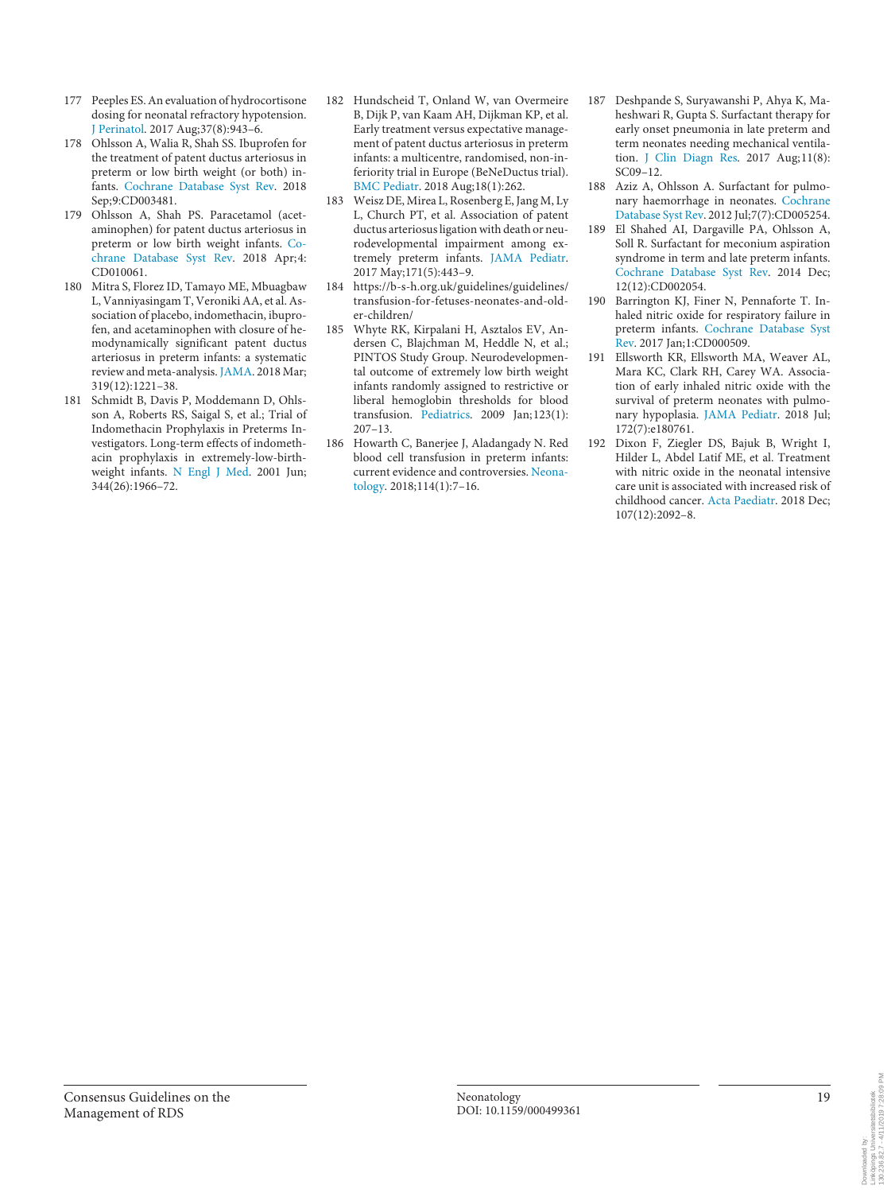177 Peeples ES. An evaluation of hydrocortisone dosing for neonatal refractory hypotension. J Perinatol. 2017 Aug;37(8):943–6.

178 Ohlsson A, Walia R, Shah SS. Ibuprofen for the treatment of patent ductus arteriosus in preterm or low birth weight (or both) infants. Cochrane Database Syst Rev. 2018 Sep;9:CD003481.

179 Ohlsson A, Shah PS. Paracetamol (acetaminophen) for patent ductus arteriosus in preterm or low birth weight infants. Cochrane Database Syst Rev. 2018 Apr;4: CD010061.

180 Mitra S, Florez ID, Tamayo ME, Mbuagbaw L, Vanniyasingam T, Veroniki AA, et al. Association of placebo, indomethacin, ibuprofen, and acetaminophen with closure of hemodynamically significant patent ductus arteriosus in preterm infants: a systematic review and meta-analysis. JAMA. 2018 Mar; 319(12):1221–38.

181 Schmidt B, Davis P, Moddemann D, Ohlsson A, Roberts RS, Saigal S, et al.; Trial of Indomethacin Prophylaxis in Preterms Investigators. Long-term effects of indomethacin prophylaxis in extremely-low-birth-weight infants. N Engl J Med. 2001 Jun; 344(26):1966–72.

182 Hundscheid T, Onland W, van Overmeire B, Dijk P, van Kaam AH, Dijkman KP, et al. Early treatment versus expectative management of patent ductus arteriosus in preterm infants: a multicentre, randomised, non-inferiority trial in Europe (BeNeDuctus trial). BMC Pediatr. 2018 Aug;18(1):262.

183 Weisz DE, Mirea L, Rosenberg E, Jang M, Ly L, Church PT, et al. Association of patent ductus arteriosus ligation with death or neurodevelopmental impairment among extremely preterm infants. JAMA Pediatr. 2017 May;171(5):443–9.

184 https://b-s-h.org.uk/guidelines/guidelines/transfusion-for-fetuses-neonates-and-older-children/

185 Whyte RK, Kirpalani H, Asztalos EV, Andersen C, Blajchman M, Heddle N, et al.; PINTOS Study Group. Neurodevelopmental outcome of extremely low birth weight infants randomly assigned to restrictive or liberal hemoglobin thresholds for blood transfusion. Pediatrics. 2009 Jan;123(1): 207–13.

186 Howarth C, Banerjee J, Aladangady N. Red blood cell transfusion in preterm infants: current evidence and controversies. Neonatology. 2018;114(1):7–16.

187 Deshpande S, Suryawanshi P, Ahya K, Maheshwari R, Gupta S. Surfactant therapy for early onset pneumonia in late preterm and term neonates needing mechanical ventilation. J Clin Diagn Res. 2017 Aug;11(8): SC09–12.

188 Aziz A, Ohlsson A. Surfactant for pulmonary haemorrhage in neonates. Cochrane Database Syst Rev. 2012 Jul;7(7):CD005254.

189 El Shahed AI, Dargaville PA, Ohlsson A, Soll R. Surfactant for meconium aspiration syndrome in term and late preterm infants. Cochrane Database Syst Rev. 2014 Dec; 12(12):CD002054.

190 Barrington KJ, Finer N, Pennaforte T. Inhaled nitric oxide for respiratory failure in preterm infants. Cochrane Database Syst Rev. 2017 Jan;1:CD000509.

191 Ellsworth KR, Ellsworth MA, Weaver AL, Mara KC, Clark RH, Carey WA. Association of early inhaled nitric oxide with the survival of preterm neonates with pulmonary hypoplasia. JAMA Pediatr. 2018 Jul; 172(7):e180761.

192 Dixon F, Ziegler DS, Bajuk B, Wright I, Hilder L, Abdel Latif ME, et al. Treatment with nitric oxide in the neonatal intensive care unit is associated with increased risk of childhood cancer. Acta Paediatr. 2018 Dec; 107(12):2092–8.